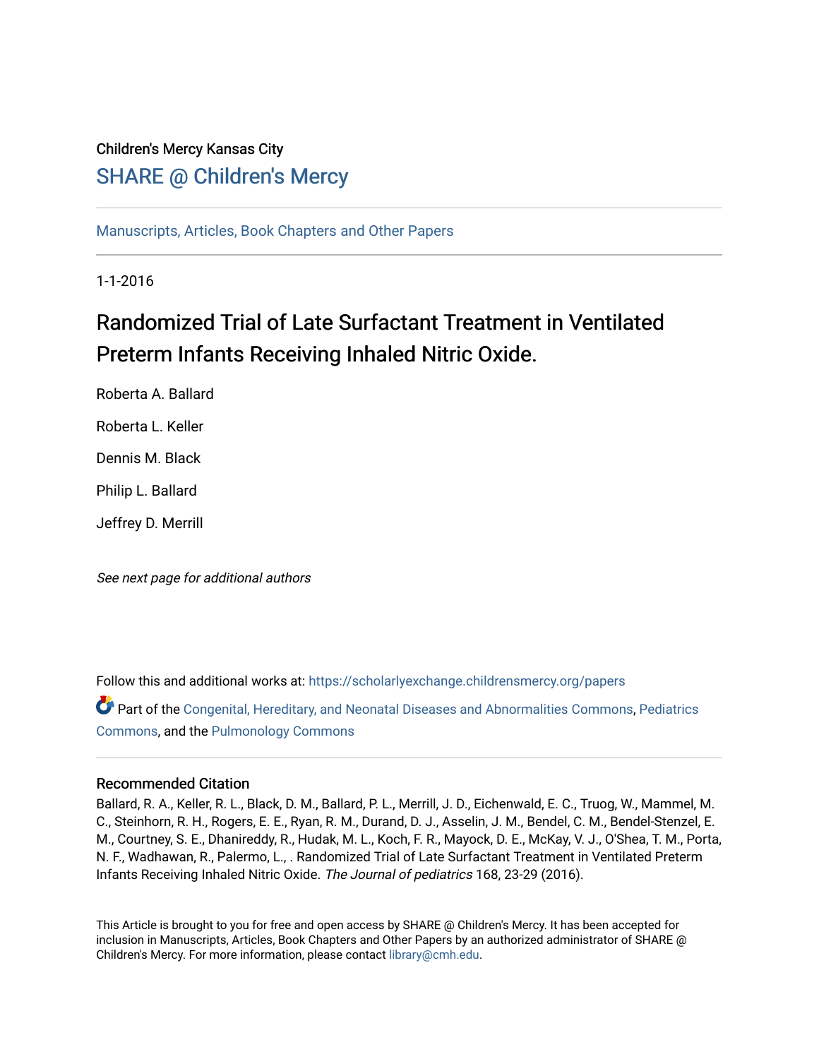Children's Mercy Kansas City

# SHARE @ Children's Mercy

Manuscripts, Articles, Book Chapters and Other Papers

1-1-2016

# Randomized Trial of Late Surfactant Treatment in Ventilated Preterm Infants Receiving Inhaled Nitric Oxide.

Roberta A. Ballard

Roberta L. Keller

Dennis M. Black

Philip L. Ballard

Jeffrey D. Merrill

*See next page for additional authors*

Follow this and additional works at: https://scholarlyexchange.childrensmercy.org/papers

Part of the Congenital, Hereditary, and Neonatal Diseases and Abnormalities Commons, Pediatrics Commons, and the Pulmonology Commons

## Recommended Citation

Ballard, R. A., Keller, R. L., Black, D. M., Ballard, P. L., Merrill, J. D., Eichenwald, E. C., Truog, W., Mammel, M. C., Steinhorn, R. H., Rogers, E. E., Ryan, R. M., Durand, D. J., Asselin, J. M., Bendel, C. M., Bendel-Stenzel, E. M., Courtney, S. E., Dhanireddy, R., Hudak, M. L., Koch, F. R., Mayock, D. E., McKay, V. J., O'Shea, T. M., Porta, N. F., Wadhawan, R., Palermo, L., . Randomized Trial of Late Surfactant Treatment in Ventilated Preterm Infants Receiving Inhaled Nitric Oxide. *The Journal of pediatrics* 168, 23-29 (2016).

This Article is brought to you for free and open access by SHARE @ Children's Mercy. It has been accepted for inclusion in Manuscripts, Articles, Book Chapters and Other Papers by an authorized administrator of SHARE @ Children's Mercy. For more information, please contact library@cmh.edu.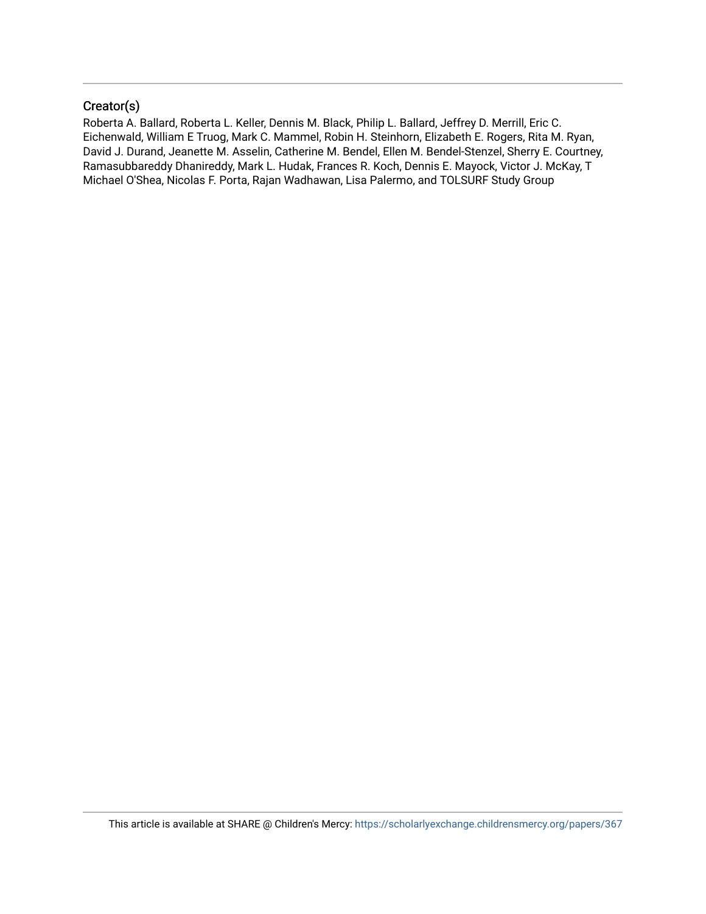## Creator(s)

Roberta A. Ballard, Roberta L. Keller, Dennis M. Black, Philip L. Ballard, Jeffrey D. Merrill, Eric C. Eichenwald, William E Truog, Mark C. Mammel, Robin H. Steinhorn, Elizabeth E. Rogers, Rita M. Ryan, David J. Durand, Jeanette M. Asselin, Catherine M. Bendel, Ellen M. Bendel-Stenzel, Sherry E. Courtney, Ramasubbareddy Dhanireddy, Mark L. Hudak, Frances R. Koch, Dennis E. Mayock, Victor J. McKay, T Michael O'Shea, Nicolas F. Porta, Rajan Wadhawan, Lisa Palermo, and TOLSURF Study Group

This article is available at SHARE @ Children's Mercy: https://scholarlyexchange.childrensmercy.org/papers/367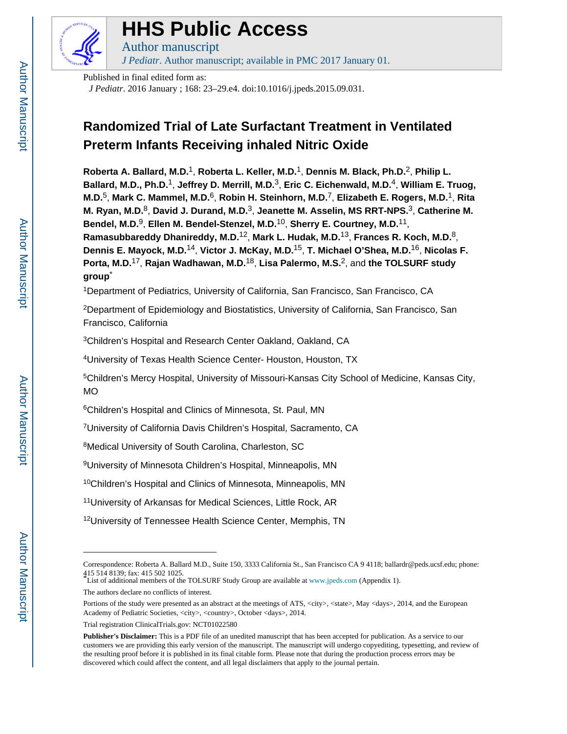Published in final edited form as:

*J Pediatr*. 2016 January ; 168: 23–29.e4. doi:10.1016/j.jpeds.2015.09.031.

# Randomized Trial of Late Surfactant Treatment in Ventilated Preterm Infants Receiving inhaled Nitric Oxide

**Roberta A. Ballard, M.D.**[1], **Roberta L. Keller, M.D.**[1], **Dennis M. Black, Ph.D.**[2], **Philip L. Ballard, M.D., Ph.D.**[1], **Jeffrey D. Merrill, M.D.**[3], **Eric C. Eichenwald, M.D.**[4], **William E. Truog, M.D.**[5], **Mark C. Mammel, M.D.**[6], **Robin H. Steinhorn, M.D.**[7], **Elizabeth E. Rogers, M.D.**[1], **Rita M. Ryan, M.D.**[8], **David J. Durand, M.D.**[3], **Jeanette M. Asselin, MS RRT-NPS.**[3], **Catherine M. Bendel, M.D.**[9], **Ellen M. Bendel-Stenzel, M.D.**[10], **Sherry E. Courtney, M.D.**[11], **Ramasubbareddy Dhanireddy, M.D.**[12], **Mark L. Hudak, M.D.**[13], **Frances R. Koch, M.D.**[8], **Dennis E. Mayock, M.D.**[14], **Victor J. McKay, M.D.**[15], **T. Michael O'Shea, M.D.**[16], **Nicolas F. Porta, M.D.**[17], **Rajan Wadhawan, M.D.**[18], **Lisa Palermo, M.S.**[2], and **the TOLSURF study group**[*]

[1]Department of Pediatrics, University of California, San Francisco, San Francisco, CA

[2]Department of Epidemiology and Biostatistics, University of California, San Francisco, San Francisco, California

[3]Children's Hospital and Research Center Oakland, Oakland, CA

[4]University of Texas Health Science Center- Houston, Houston, TX

[5]Children's Mercy Hospital, University of Missouri-Kansas City School of Medicine, Kansas City, MO

[6]Children's Hospital and Clinics of Minnesota, St. Paul, MN

[7]University of California Davis Children's Hospital, Sacramento, CA

[8]Medical University of South Carolina, Charleston, SC

[9]University of Minnesota Children's Hospital, Minneapolis, MN

[10]Children's Hospital and Clinics of Minnesota, Minneapolis, MN

[11]University of Arkansas for Medical Sciences, Little Rock, AR

[12]University of Tennessee Health Science Center, Memphis, TN

---

Correspondence: Roberta A. Ballard M.D., Suite 150, 3333 California St., San Francisco CA 9 4118; ballardr@peds.ucsf.edu; phone: 415 514 8139; fax: 415 502 1025.

[*]List of additional members of the TOLSURF Study Group are available at www.jpeds.com (Appendix 1).

The authors declare no conflicts of interest.

Portions of the study were presented as an abstract at the meetings of ATS, <city>, <state>, May <days>, 2014, and the European Academy of Pediatric Societies, <city>, <country>, October <days>, 2014.

Trial registration ClinicalTrials.gov: NCT01022580

**Publisher's Disclaimer:** This is a PDF file of an unedited manuscript that has been accepted for publication. As a service to our customers we are providing this early version of the manuscript. The manuscript will undergo copyediting, typesetting, and review of the resulting proof before it is published in its final citable form. Please note that during the production process errors may be discovered which could affect the content, and all legal disclaimers that apply to the journal pertain.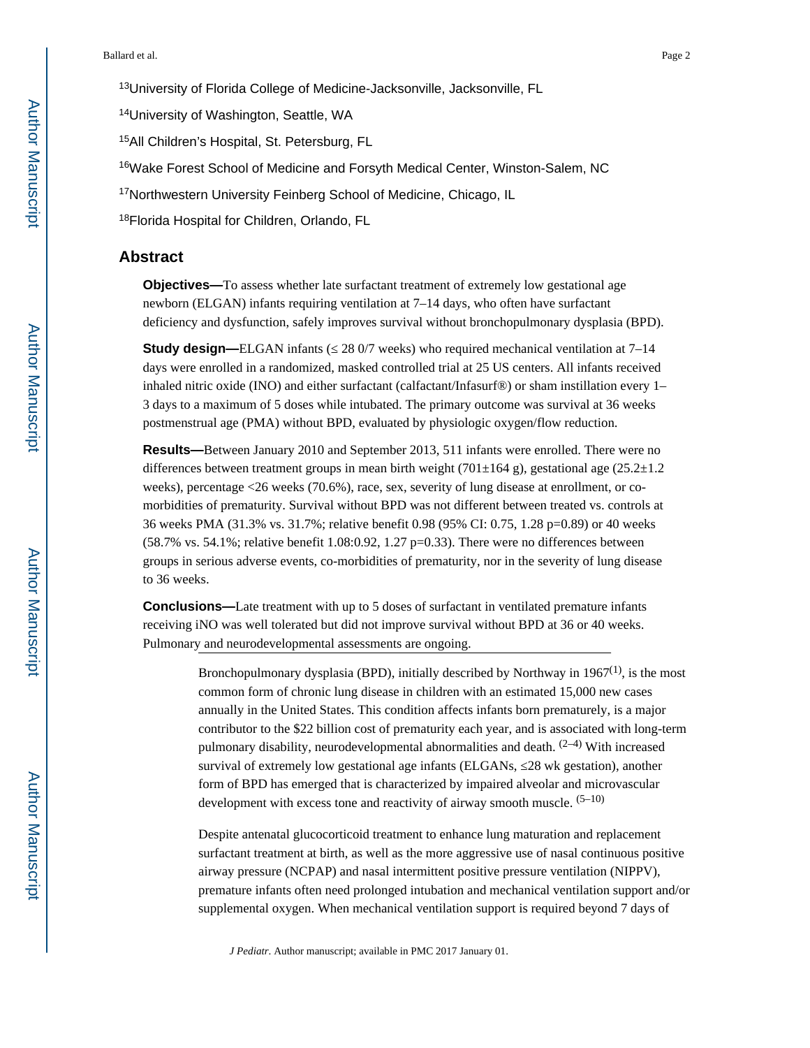[13]University of Florida College of Medicine-Jacksonville, Jacksonville, FL

[14]University of Washington, Seattle, WA

[15]All Children's Hospital, St. Petersburg, FL

[16]Wake Forest School of Medicine and Forsyth Medical Center, Winston-Salem, NC

[17]Northwestern University Feinberg School of Medicine, Chicago, IL

[18]Florida Hospital for Children, Orlando, FL

## Abstract

**Objectives—**To assess whether late surfactant treatment of extremely low gestational age newborn (ELGAN) infants requiring ventilation at 7–14 days, who often have surfactant deficiency and dysfunction, safely improves survival without bronchopulmonary dysplasia (BPD).

**Study design—**ELGAN infants (≤ 28 0/7 weeks) who required mechanical ventilation at 7–14 days were enrolled in a randomized, masked controlled trial at 25 US centers. All infants received inhaled nitric oxide (INO) and either surfactant (calfactant/Infasurf®) or sham instillation every 1–3 days to a maximum of 5 doses while intubated. The primary outcome was survival at 36 weeks postmenstrual age (PMA) without BPD, evaluated by physiologic oxygen/flow reduction.

**Results—**Between January 2010 and September 2013, 511 infants were enrolled. There were no differences between treatment groups in mean birth weight (701±164 g), gestational age (25.2±1.2 weeks), percentage <26 weeks (70.6%), race, sex, severity of lung disease at enrollment, or co-morbidities of prematurity. Survival without BPD was not different between treated vs. controls at 36 weeks PMA (31.3% vs. 31.7%; relative benefit 0.98 (95% CI: 0.75, 1.28 p=0.89) or 40 weeks (58.7% vs. 54.1%; relative benefit 1.08:0.92, 1.27 p=0.33). There were no differences between groups in serious adverse events, co-morbidities of prematurity, nor in the severity of lung disease to 36 weeks.

**Conclusions—**Late treatment with up to 5 doses of surfactant in ventilated premature infants receiving iNO was well tolerated but did not improve survival without BPD at 36 or 40 weeks. Pulmonary and neurodevelopmental assessments are ongoing.

Bronchopulmonary dysplasia (BPD), initially described by Northway in 1967[1], is the most common form of chronic lung disease in children with an estimated 15,000 new cases annually in the United States. This condition affects infants born prematurely, is a major contributor to the $22 billion cost of prematurity each year, and is associated with long-term pulmonary disability, neurodevelopmental abnormalities and death. [2–4] With increased survival of extremely low gestational age infants (ELGANs, ≤28 wk gestation), another form of BPD has emerged that is characterized by impaired alveolar and microvascular development with excess tone and reactivity of airway smooth muscle. [5–10]

Despite antenatal glucocorticoid treatment to enhance lung maturation and replacement surfactant treatment at birth, as well as the more aggressive use of nasal continuous positive airway pressure (NCPAP) and nasal intermittent positive pressure ventilation (NIPPV), premature infants often need prolonged intubation and mechanical ventilation support and/or supplemental oxygen. When mechanical ventilation support is required beyond 7 days of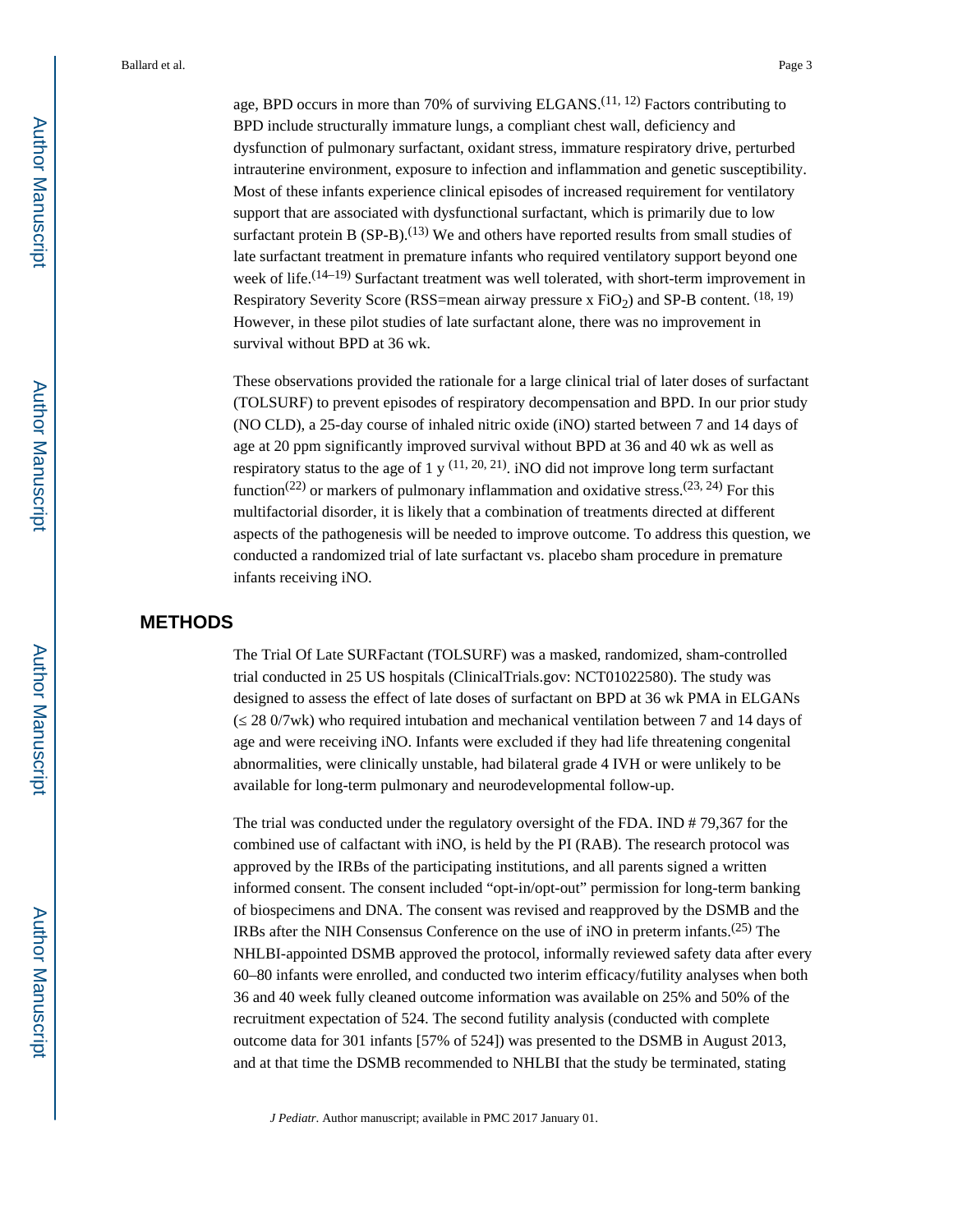age, BPD occurs in more than 70% of surviving ELGANS.[11, 12] Factors contributing to BPD include structurally immature lungs, a compliant chest wall, deficiency and dysfunction of pulmonary surfactant, oxidant stress, immature respiratory drive, perturbed intrauterine environment, exposure to infection and inflammation and genetic susceptibility. Most of these infants experience clinical episodes of increased requirement for ventilatory support that are associated with dysfunctional surfactant, which is primarily due to low surfactant protein B (SP-B).[13] We and others have reported results from small studies of late surfactant treatment in premature infants who required ventilatory support beyond one week of life.[14–19] Surfactant treatment was well tolerated, with short-term improvement in Respiratory Severity Score (RSS=mean airway pressure x $FiO_2$) and SP-B content. [18, 19] However, in these pilot studies of late surfactant alone, there was no improvement in survival without BPD at 36 wk.

These observations provided the rationale for a large clinical trial of later doses of surfactant (TOLSURF) to prevent episodes of respiratory decompensation and BPD. In our prior study (NO CLD), a 25-day course of inhaled nitric oxide (iNO) started between 7 and 14 days of age at 20 ppm significantly improved survival without BPD at 36 and 40 wk as well as respiratory status to the age of 1 y [11, 20, 21]. iNO did not improve long term surfactant function[22] or markers of pulmonary inflammation and oxidative stress.[23, 24] For this multifactorial disorder, it is likely that a combination of treatments directed at different aspects of the pathogenesis will be needed to improve outcome. To address this question, we conducted a randomized trial of late surfactant vs. placebo sham procedure in premature infants receiving iNO.

## METHODS

The Trial Of Late SURFactant (TOLSURF) was a masked, randomized, sham-controlled trial conducted in 25 US hospitals (ClinicalTrials.gov: NCT01022580). The study was designed to assess the effect of late doses of surfactant on BPD at 36 wk PMA in ELGANs (≤ 28 0/7wk) who required intubation and mechanical ventilation between 7 and 14 days of age and were receiving iNO. Infants were excluded if they had life threatening congenital abnormalities, were clinically unstable, had bilateral grade 4 IVH or were unlikely to be available for long-term pulmonary and neurodevelopmental follow-up.

The trial was conducted under the regulatory oversight of the FDA. IND # 79,367 for the combined use of calfactant with iNO, is held by the PI (RAB). The research protocol was approved by the IRBs of the participating institutions, and all parents signed a written informed consent. The consent included "opt-in/opt-out" permission for long-term banking of biospecimens and DNA. The consent was revised and reapproved by the DSMB and the IRBs after the NIH Consensus Conference on the use of iNO in preterm infants.[25] The NHLBI-appointed DSMB approved the protocol, informally reviewed safety data after every 60–80 infants were enrolled, and conducted two interim efficacy/futility analyses when both 36 and 40 week fully cleaned outcome information was available on 25% and 50% of the recruitment expectation of 524. The second futility analysis (conducted with complete outcome data for 301 infants [57% of 524]) was presented to the DSMB in August 2013, and at that time the DSMB recommended to NHLBI that the study be terminated, stating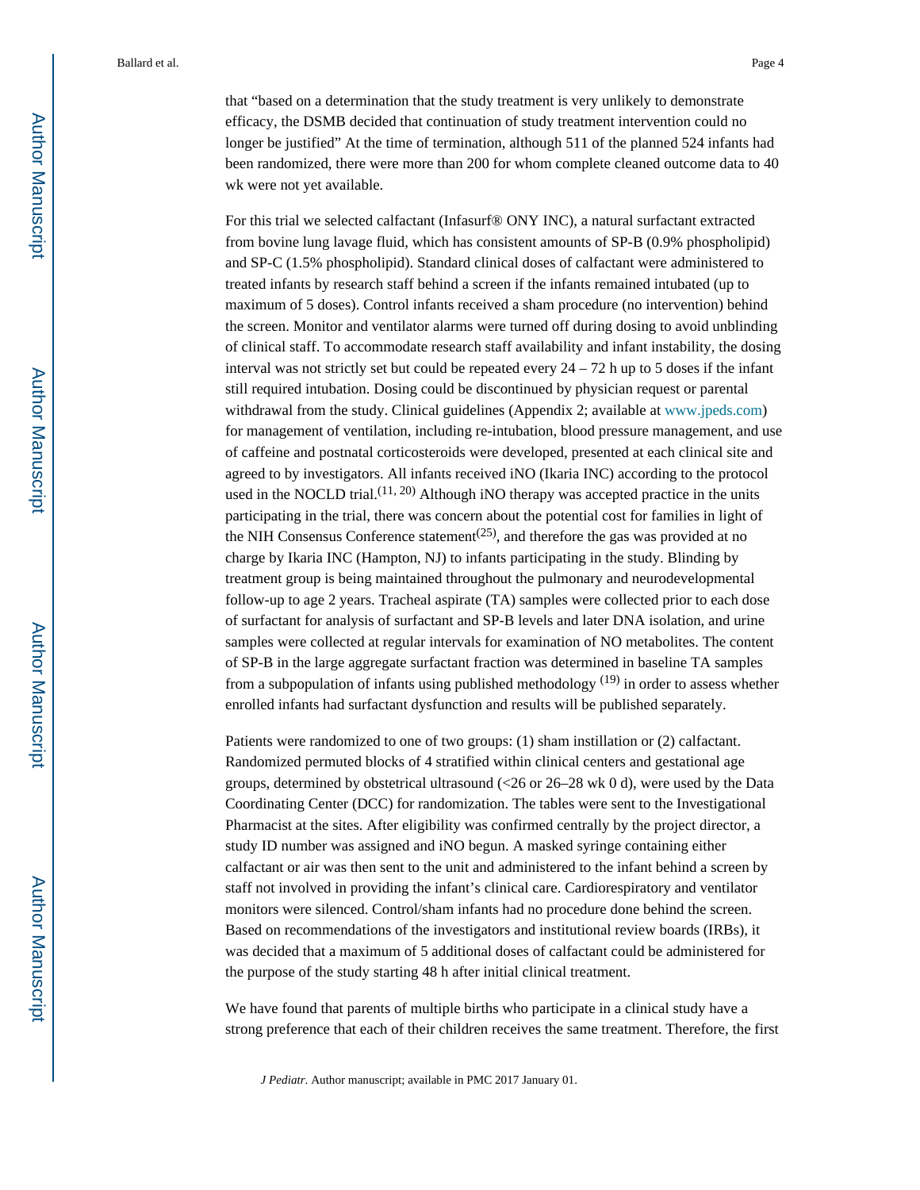that "based on a determination that the study treatment is very unlikely to demonstrate efficacy, the DSMB decided that continuation of study treatment intervention could no longer be justified" At the time of termination, although 511 of the planned 524 infants had been randomized, there were more than 200 for whom complete cleaned outcome data to 40 wk were not yet available.

For this trial we selected calfactant (Infasurf® ONY INC), a natural surfactant extracted from bovine lung lavage fluid, which has consistent amounts of SP-B (0.9% phospholipid) and SP-C (1.5% phospholipid). Standard clinical doses of calfactant were administered to treated infants by research staff behind a screen if the infants remained intubated (up to maximum of 5 doses). Control infants received a sham procedure (no intervention) behind the screen. Monitor and ventilator alarms were turned off during dosing to avoid unblinding of clinical staff. To accommodate research staff availability and infant instability, the dosing interval was not strictly set but could be repeated every 24 – 72 h up to 5 doses if the infant still required intubation. Dosing could be discontinued by physician request or parental withdrawal from the study. Clinical guidelines (Appendix 2; available at www.jpeds.com) for management of ventilation, including re-intubation, blood pressure management, and use of caffeine and postnatal corticosteroids were developed, presented at each clinical site and agreed to by investigators. All infants received iNO (Ikaria INC) according to the protocol used in the NOCLD trial.[11, 20] Although iNO therapy was accepted practice in the units participating in the trial, there was concern about the potential cost for families in light of the NIH Consensus Conference statement[25], and therefore the gas was provided at no charge by Ikaria INC (Hampton, NJ) to infants participating in the study. Blinding by treatment group is being maintained throughout the pulmonary and neurodevelopmental follow-up to age 2 years. Tracheal aspirate (TA) samples were collected prior to each dose of surfactant for analysis of surfactant and SP-B levels and later DNA isolation, and urine samples were collected at regular intervals for examination of NO metabolites. The content of SP-B in the large aggregate surfactant fraction was determined in baseline TA samples from a subpopulation of infants using published methodology [19] in order to assess whether enrolled infants had surfactant dysfunction and results will be published separately.

Patients were randomized to one of two groups: (1) sham instillation or (2) calfactant. Randomized permuted blocks of 4 stratified within clinical centers and gestational age groups, determined by obstetrical ultrasound (<26 or 26–28 wk 0 d), were used by the Data Coordinating Center (DCC) for randomization. The tables were sent to the Investigational Pharmacist at the sites. After eligibility was confirmed centrally by the project director, a study ID number was assigned and iNO begun. A masked syringe containing either calfactant or air was then sent to the unit and administered to the infant behind a screen by staff not involved in providing the infant's clinical care. Cardiorespiratory and ventilator monitors were silenced. Control/sham infants had no procedure done behind the screen. Based on recommendations of the investigators and institutional review boards (IRBs), it was decided that a maximum of 5 additional doses of calfactant could be administered for the purpose of the study starting 48 h after initial clinical treatment.

We have found that parents of multiple births who participate in a clinical study have a strong preference that each of their children receives the same treatment. Therefore, the first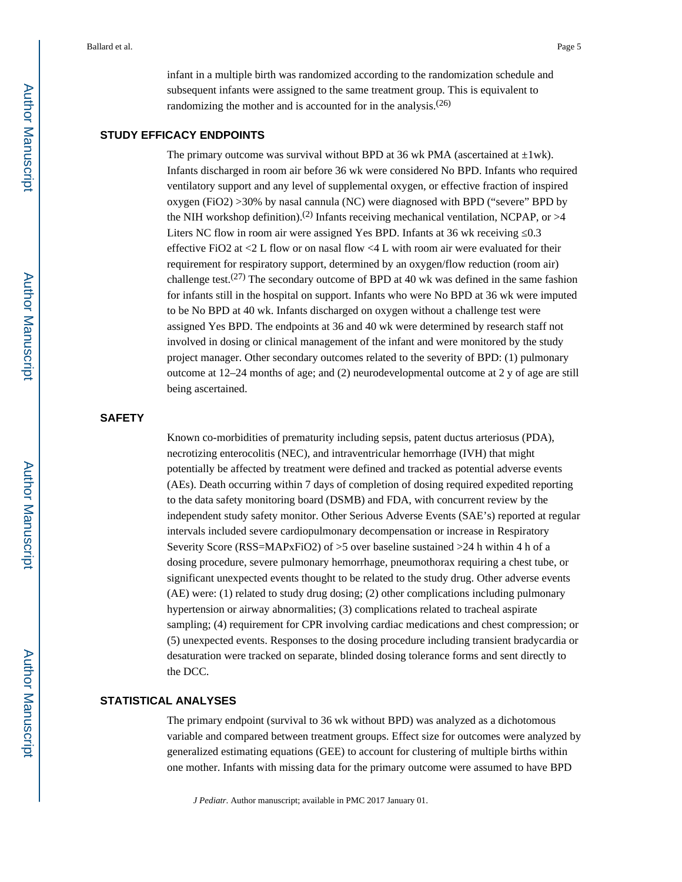infant in a multiple birth was randomized according to the randomization schedule and subsequent infants were assigned to the same treatment group. This is equivalent to randomizing the mother and is accounted for in the analysis.[26]

## STUDY EFFICACY ENDPOINTS

The primary outcome was survival without BPD at 36 wk PMA (ascertained at ±1wk). Infants discharged in room air before 36 wk were considered No BPD. Infants who required ventilatory support and any level of supplemental oxygen, or effective fraction of inspired oxygen (FiO2) >30% by nasal cannula (NC) were diagnosed with BPD ("severe" BPD by the NIH workshop definition).[2] Infants receiving mechanical ventilation, NCPAP, or >4 Liters NC flow in room air were assigned Yes BPD. Infants at 36 wk receiving ≤0.3 effective FiO2 at <2 L flow or on nasal flow <4 L with room air were evaluated for their requirement for respiratory support, determined by an oxygen/flow reduction (room air) challenge test.[27] The secondary outcome of BPD at 40 wk was defined in the same fashion for infants still in the hospital on support. Infants who were No BPD at 36 wk were imputed to be No BPD at 40 wk. Infants discharged on oxygen without a challenge test were assigned Yes BPD. The endpoints at 36 and 40 wk were determined by research staff not involved in dosing or clinical management of the infant and were monitored by the study project manager. Other secondary outcomes related to the severity of BPD: (1) pulmonary outcome at 12–24 months of age; and (2) neurodevelopmental outcome at 2 y of age are still being ascertained.

## SAFETY

Known co-morbidities of prematurity including sepsis, patent ductus arteriosus (PDA), necrotizing enterocolitis (NEC), and intraventricular hemorrhage (IVH) that might potentially be affected by treatment were defined and tracked as potential adverse events (AEs). Death occurring within 7 days of completion of dosing required expedited reporting to the data safety monitoring board (DSMB) and FDA, with concurrent review by the independent study safety monitor. Other Serious Adverse Events (SAE's) reported at regular intervals included severe cardiopulmonary decompensation or increase in Respiratory Severity Score (RSS=MAPxFiO2) of >5 over baseline sustained >24 h within 4 h of a dosing procedure, severe pulmonary hemorrhage, pneumothorax requiring a chest tube, or significant unexpected events thought to be related to the study drug. Other adverse events (AE) were: (1) related to study drug dosing; (2) other complications including pulmonary hypertension or airway abnormalities; (3) complications related to tracheal aspirate sampling; (4) requirement for CPR involving cardiac medications and chest compression; or (5) unexpected events. Responses to the dosing procedure including transient bradycardia or desaturation were tracked on separate, blinded dosing tolerance forms and sent directly to the DCC.

## STATISTICAL ANALYSES

The primary endpoint (survival to 36 wk without BPD) was analyzed as a dichotomous variable and compared between treatment groups. Effect size for outcomes were analyzed by generalized estimating equations (GEE) to account for clustering of multiple births within one mother. Infants with missing data for the primary outcome were assumed to have BPD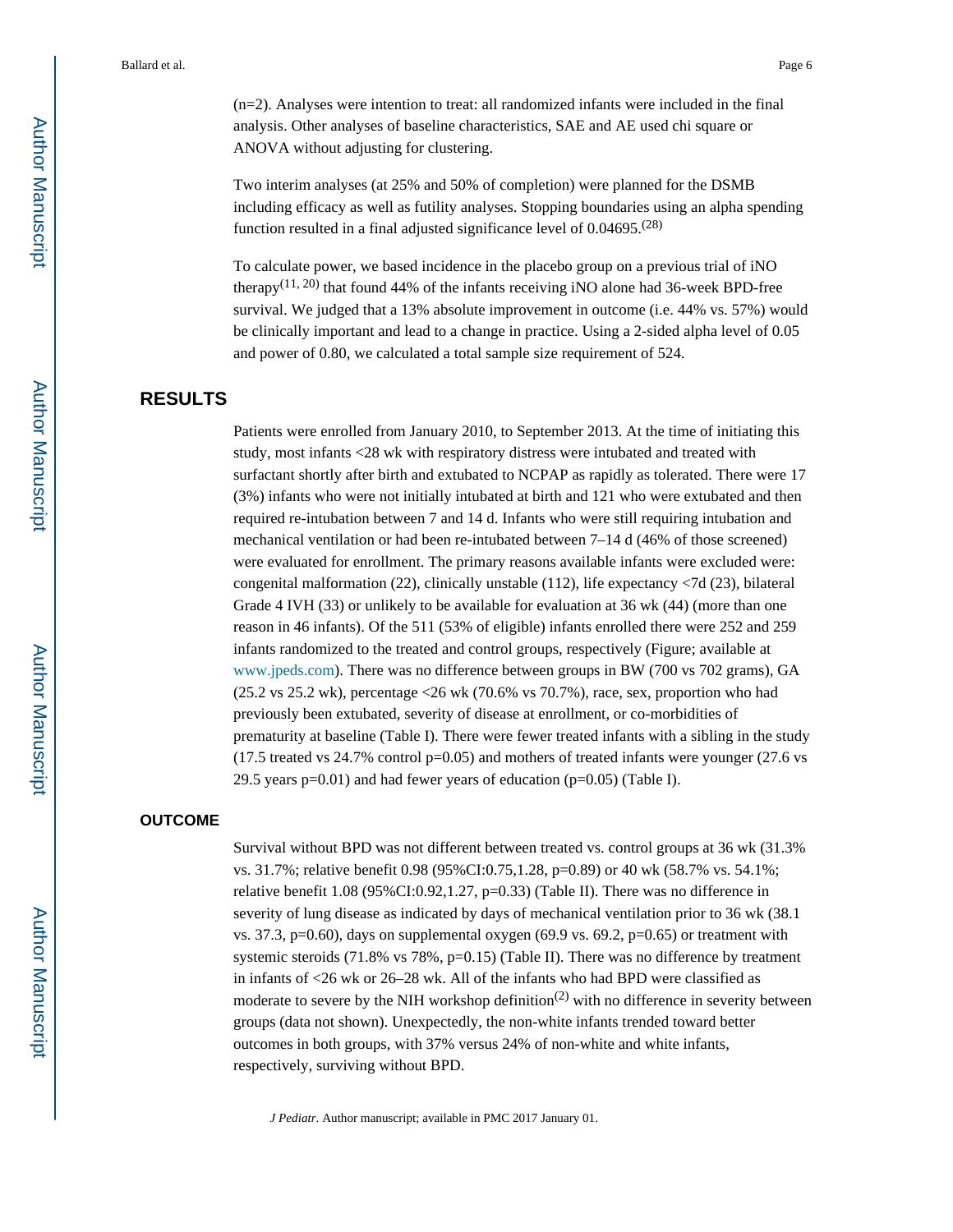(n=2). Analyses were intention to treat: all randomized infants were included in the final analysis. Other analyses of baseline characteristics, SAE and AE used chi square or ANOVA without adjusting for clustering.

Two interim analyses (at 25% and 50% of completion) were planned for the DSMB including efficacy as well as futility analyses. Stopping boundaries using an alpha spending function resulted in a final adjusted significance level of 0.04695.[28]

To calculate power, we based incidence in the placebo group on a previous trial of iNO therapy[11, 20] that found 44% of the infants receiving iNO alone had 36-week BPD-free survival. We judged that a 13% absolute improvement in outcome (i.e. 44% vs. 57%) would be clinically important and lead to a change in practice. Using a 2-sided alpha level of 0.05 and power of 0.80, we calculated a total sample size requirement of 524.

## RESULTS

Patients were enrolled from January 2010, to September 2013. At the time of initiating this study, most infants <28 wk with respiratory distress were intubated and treated with surfactant shortly after birth and extubated to NCPAP as rapidly as tolerated. There were 17 (3%) infants who were not initially intubated at birth and 121 who were extubated and then required re-intubation between 7 and 14 d. Infants who were still requiring intubation and mechanical ventilation or had been re-intubated between 7–14 d (46% of those screened) were evaluated for enrollment. The primary reasons available infants were excluded were: congenital malformation (22), clinically unstable (112), life expectancy <7d (23), bilateral Grade 4 IVH (33) or unlikely to be available for evaluation at 36 wk (44) (more than one reason in 46 infants). Of the 511 (53% of eligible) infants enrolled there were 252 and 259 infants randomized to the treated and control groups, respectively (Figure; available at www.jpeds.com). There was no difference between groups in BW (700 vs 702 grams), GA (25.2 vs 25.2 wk), percentage <26 wk (70.6% vs 70.7%), race, sex, proportion who had previously been extubated, severity of disease at enrollment, or co-morbidities of prematurity at baseline (Table I). There were fewer treated infants with a sibling in the study (17.5 treated vs 24.7% control p=0.05) and mothers of treated infants were younger (27.6 vs 29.5 years p=0.01) and had fewer years of education (p=0.05) (Table I).

### OUTCOME

Survival without BPD was not different between treated vs. control groups at 36 wk (31.3% vs. 31.7%; relative benefit 0.98 (95%CI:0.75,1.28, p=0.89) or 40 wk (58.7% vs. 54.1%; relative benefit 1.08 (95%CI:0.92,1.27, p=0.33) (Table II). There was no difference in severity of lung disease as indicated by days of mechanical ventilation prior to 36 wk (38.1 vs. 37.3, p=0.60), days on supplemental oxygen (69.9 vs. 69.2, p=0.65) or treatment with systemic steroids (71.8% vs 78%, p=0.15) (Table II). There was no difference by treatment in infants of <26 wk or 26–28 wk. All of the infants who had BPD were classified as moderate to severe by the NIH workshop definition[2] with no difference in severity between groups (data not shown). Unexpectedly, the non-white infants trended toward better outcomes in both groups, with 37% versus 24% of non-white and white infants, respectively, surviving without BPD.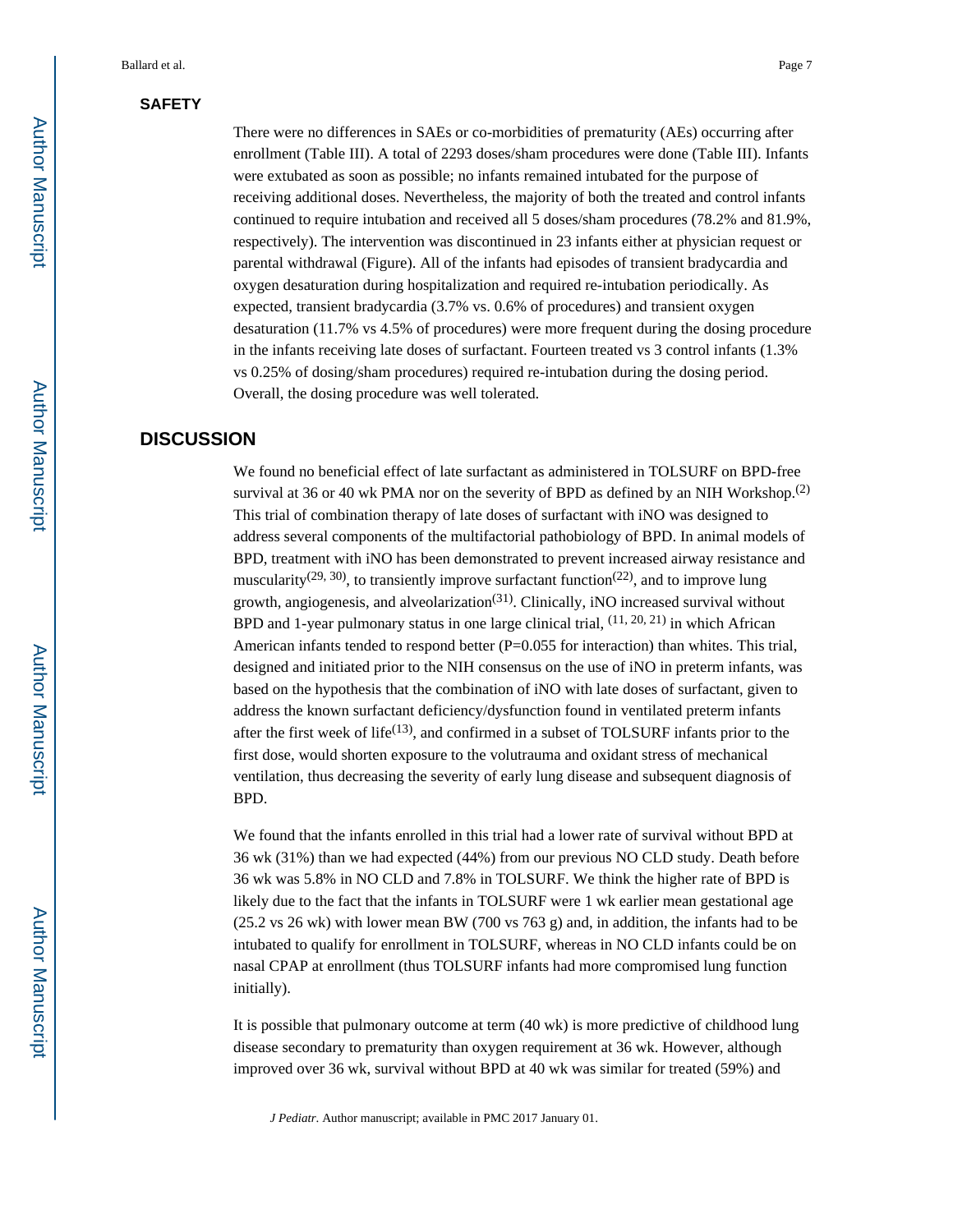## SAFETY

There were no differences in SAEs or co-morbidities of prematurity (AEs) occurring after enrollment (Table III). A total of 2293 doses/sham procedures were done (Table III). Infants were extubated as soon as possible; no infants remained intubated for the purpose of receiving additional doses. Nevertheless, the majority of both the treated and control infants continued to require intubation and received all 5 doses/sham procedures (78.2% and 81.9%, respectively). The intervention was discontinued in 23 infants either at physician request or parental withdrawal (Figure). All of the infants had episodes of transient bradycardia and oxygen desaturation during hospitalization and required re-intubation periodically. As expected, transient bradycardia (3.7% vs. 0.6% of procedures) and transient oxygen desaturation (11.7% vs 4.5% of procedures) were more frequent during the dosing procedure in the infants receiving late doses of surfactant. Fourteen treated vs 3 control infants (1.3% vs 0.25% of dosing/sham procedures) required re-intubation during the dosing period. Overall, the dosing procedure was well tolerated.

## DISCUSSION

We found no beneficial effect of late surfactant as administered in TOLSURF on BPD-free survival at 36 or 40 wk PMA nor on the severity of BPD as defined by an NIH Workshop.[2] This trial of combination therapy of late doses of surfactant with iNO was designed to address several components of the multifactorial pathobiology of BPD. In animal models of BPD, treatment with iNO has been demonstrated to prevent increased airway resistance and muscularity[29, 30], to transiently improve surfactant function[22], and to improve lung growth, angiogenesis, and alveolarization[31]. Clinically, iNO increased survival without BPD and 1-year pulmonary status in one large clinical trial, [11, 20, 21] in which African American infants tended to respond better (P=0.055 for interaction) than whites. This trial, designed and initiated prior to the NIH consensus on the use of iNO in preterm infants, was based on the hypothesis that the combination of iNO with late doses of surfactant, given to address the known surfactant deficiency/dysfunction found in ventilated preterm infants after the first week of life[13], and confirmed in a subset of TOLSURF infants prior to the first dose, would shorten exposure to the volutrauma and oxidant stress of mechanical ventilation, thus decreasing the severity of early lung disease and subsequent diagnosis of BPD.

We found that the infants enrolled in this trial had a lower rate of survival without BPD at 36 wk (31%) than we had expected (44%) from our previous NO CLD study. Death before 36 wk was 5.8% in NO CLD and 7.8% in TOLSURF. We think the higher rate of BPD is likely due to the fact that the infants in TOLSURF were 1 wk earlier mean gestational age (25.2 vs 26 wk) with lower mean BW (700 vs 763 g) and, in addition, the infants had to be intubated to qualify for enrollment in TOLSURF, whereas in NO CLD infants could be on nasal CPAP at enrollment (thus TOLSURF infants had more compromised lung function initially).

It is possible that pulmonary outcome at term (40 wk) is more predictive of childhood lung disease secondary to prematurity than oxygen requirement at 36 wk. However, although improved over 36 wk, survival without BPD at 40 wk was similar for treated (59%) and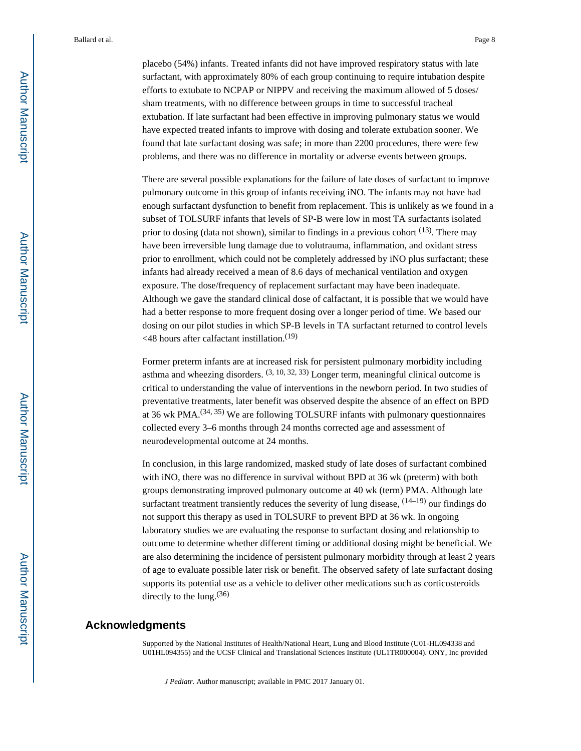placebo (54%) infants. Treated infants did not have improved respiratory status with late surfactant, with approximately 80% of each group continuing to require intubation despite efforts to extubate to NCPAP or NIPPV and receiving the maximum allowed of 5 doses/ sham treatments, with no difference between groups in time to successful tracheal extubation. If late surfactant had been effective in improving pulmonary status we would have expected treated infants to improve with dosing and tolerate extubation sooner. We found that late surfactant dosing was safe; in more than 2200 procedures, there were few problems, and there was no difference in mortality or adverse events between groups.

There are several possible explanations for the failure of late doses of surfactant to improve pulmonary outcome in this group of infants receiving iNO. The infants may not have had enough surfactant dysfunction to benefit from replacement. This is unlikely as we found in a subset of TOLSURF infants that levels of SP-B were low in most TA surfactants isolated prior to dosing (data not shown), similar to findings in a previous cohort [13]. There may have been irreversible lung damage due to volutrauma, inflammation, and oxidant stress prior to enrollment, which could not be completely addressed by iNO plus surfactant; these infants had already received a mean of 8.6 days of mechanical ventilation and oxygen exposure. The dose/frequency of replacement surfactant may have been inadequate. Although we gave the standard clinical dose of calfactant, it is possible that we would have had a better response to more frequent dosing over a longer period of time. We based our dosing on our pilot studies in which SP-B levels in TA surfactant returned to control levels <48 hours after calfactant instillation.[19]

Former preterm infants are at increased risk for persistent pulmonary morbidity including asthma and wheezing disorders. [3, 10, 32, 33] Longer term, meaningful clinical outcome is critical to understanding the value of interventions in the newborn period. In two studies of preventative treatments, later benefit was observed despite the absence of an effect on BPD at 36 wk PMA.[34, 35] We are following TOLSURF infants with pulmonary questionnaires collected every 3–6 months through 24 months corrected age and assessment of neurodevelopmental outcome at 24 months.

In conclusion, in this large randomized, masked study of late doses of surfactant combined with iNO, there was no difference in survival without BPD at 36 wk (preterm) with both groups demonstrating improved pulmonary outcome at 40 wk (term) PMA. Although late surfactant treatment transiently reduces the severity of lung disease, [14–19] our findings do not support this therapy as used in TOLSURF to prevent BPD at 36 wk. In ongoing laboratory studies we are evaluating the response to surfactant dosing and relationship to outcome to determine whether different timing or additional dosing might be beneficial. We are also determining the incidence of persistent pulmonary morbidity through at least 2 years of age to evaluate possible later risk or benefit. The observed safety of late surfactant dosing supports its potential use as a vehicle to deliver other medications such as corticosteroids directly to the lung.[36]

## Acknowledgments

Supported by the National Institutes of Health/National Heart, Lung and Blood Institute (U01-HL094338 and U01HL094355) and the UCSF Clinical and Translational Sciences Institute (UL1TR000004). ONY, Inc provided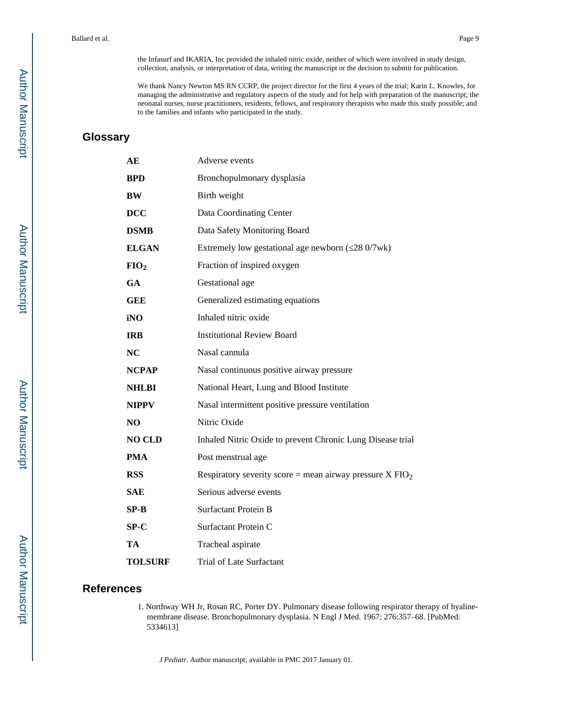the Infasurf and IKARIA, Inc provided the inhaled nitric oxide, neither of which were involved in study design, collection, analysis, or interpretation of data, writing the manuscript or the decision to submit for publication.

We thank Nancy Newton MS RN CCRP, the project director for the first 4 years of the trial; Karin L. Knowles, for managing the administrative and regulatory aspects of the study and for help with preparation of the manuscript; the neonatal nurses, nurse practitioners, residents, fellows, and respiratory therapists who made this study possible; and to the families and infants who participated in the study.

## Glossary

| | |
|---|---|
| **AE** | Adverse events |
| **BPD** | Bronchopulmonary dysplasia |
| **BW** | Birth weight |
| **DCC** | Data Coordinating Center |
| **DSMB** | Data Safety Monitoring Board |
| **ELGAN** | Extremely low gestational age newborn (≤28 0/7wk) |
| **$FIO_2$** | Fraction of inspired oxygen |
| **GA** | Gestational age |
| **GEE** | Generalized estimating equations |
| **iNO** | Inhaled nitric oxide |
| **IRB** | Institutional Review Board |
| **NC** | Nasal cannula |
| **NCPAP** | Nasal continuous positive airway pressure |
| **NHLBI** | National Heart, Lung and Blood Institute |
| **NIPPV** | Nasal intermittent positive pressure ventilation |
| **NO** | Nitric Oxide |
| **NO CLD** | Inhaled Nitric Oxide to prevent Chronic Lung Disease trial |
| **PMA** | Post menstrual age |
| **RSS** | Respiratory severity score = mean airway pressure X $FIO_2$ |
| **SAE** | Serious adverse events |
| **SP-B** | Surfactant Protein B |
| **SP-C** | Surfactant Protein C |
| **TA** | Tracheal aspirate |
| **TOLSURF** | Trial of Late Surfactant |

## References

1. Northway WH Jr, Rosan RC, Porter DY. Pulmonary disease following respirator therapy of hyaline-membrane disease. Bronchopulmonary dysplasia. N Engl J Med. 1967; 276:357–68. [PubMed: 5334613]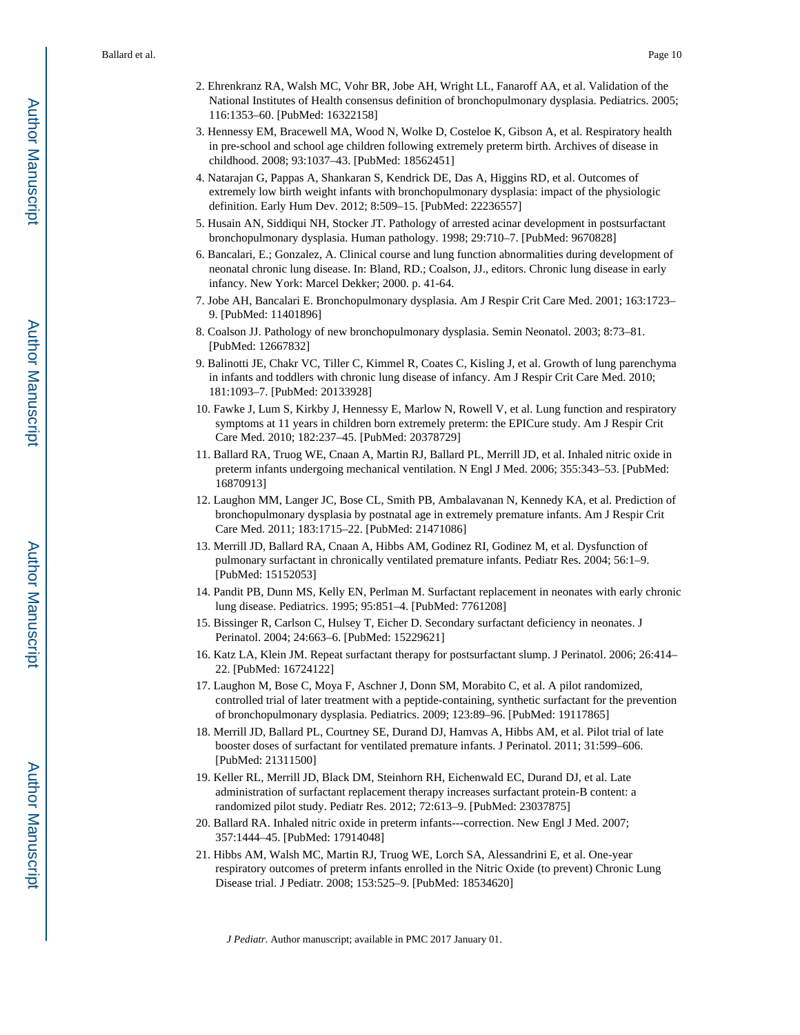2. Ehrenkranz RA, Walsh MC, Vohr BR, Jobe AH, Wright LL, Fanaroff AA, et al. Validation of the National Institutes of Health consensus definition of bronchopulmonary dysplasia. Pediatrics. 2005; 116:1353–60. [PubMed: 16322158]
3. Hennessy EM, Bracewell MA, Wood N, Wolke D, Costeloe K, Gibson A, et al. Respiratory health in pre-school and school age children following extremely preterm birth. Archives of disease in childhood. 2008; 93:1037–43. [PubMed: 18562451]
4. Natarajan G, Pappas A, Shankaran S, Kendrick DE, Das A, Higgins RD, et al. Outcomes of extremely low birth weight infants with bronchopulmonary dysplasia: impact of the physiologic definition. Early Hum Dev. 2012; 8:509–15. [PubMed: 22236557]
5. Husain AN, Siddiqui NH, Stocker JT. Pathology of arrested acinar development in postsurfactant bronchopulmonary dysplasia. Human pathology. 1998; 29:710–7. [PubMed: 9670828]
6. Bancalari, E.; Gonzalez, A. Clinical course and lung function abnormalities during development of neonatal chronic lung disease. In: Bland, RD.; Coalson, JJ., editors. Chronic lung disease in early infancy. New York: Marcel Dekker; 2000. p. 41-64.
7. Jobe AH, Bancalari E. Bronchopulmonary dysplasia. Am J Respir Crit Care Med. 2001; 163:1723–9. [PubMed: 11401896]
8. Coalson JJ. Pathology of new bronchopulmonary dysplasia. Semin Neonatol. 2003; 8:73–81. [PubMed: 12667832]
9. Balinotti JE, Chakr VC, Tiller C, Kimmel R, Coates C, Kisling J, et al. Growth of lung parenchyma in infants and toddlers with chronic lung disease of infancy. Am J Respir Crit Care Med. 2010; 181:1093–7. [PubMed: 20133928]
10. Fawke J, Lum S, Kirkby J, Hennessy E, Marlow N, Rowell V, et al. Lung function and respiratory symptoms at 11 years in children born extremely preterm: the EPICure study. Am J Respir Crit Care Med. 2010; 182:237–45. [PubMed: 20378729]
11. Ballard RA, Truog WE, Cnaan A, Martin RJ, Ballard PL, Merrill JD, et al. Inhaled nitric oxide in preterm infants undergoing mechanical ventilation. N Engl J Med. 2006; 355:343–53. [PubMed: 16870913]
12. Laughon MM, Langer JC, Bose CL, Smith PB, Ambalavanan N, Kennedy KA, et al. Prediction of bronchopulmonary dysplasia by postnatal age in extremely premature infants. Am J Respir Crit Care Med. 2011; 183:1715–22. [PubMed: 21471086]
13. Merrill JD, Ballard RA, Cnaan A, Hibbs AM, Godinez RI, Godinez M, et al. Dysfunction of pulmonary surfactant in chronically ventilated premature infants. Pediatr Res. 2004; 56:1–9. [PubMed: 15152053]
14. Pandit PB, Dunn MS, Kelly EN, Perlman M. Surfactant replacement in neonates with early chronic lung disease. Pediatrics. 1995; 95:851–4. [PubMed: 7761208]
15. Bissinger R, Carlson C, Hulsey T, Eicher D. Secondary surfactant deficiency in neonates. J Perinatol. 2004; 24:663–6. [PubMed: 15229621]
16. Katz LA, Klein JM. Repeat surfactant therapy for postsurfactant slump. J Perinatol. 2006; 26:414–22. [PubMed: 16724122]
17. Laughon M, Bose C, Moya F, Aschner J, Donn SM, Morabito C, et al. A pilot randomized, controlled trial of later treatment with a peptide-containing, synthetic surfactant for the prevention of bronchopulmonary dysplasia. Pediatrics. 2009; 123:89–96. [PubMed: 19117865]
18. Merrill JD, Ballard PL, Courtney SE, Durand DJ, Hamvas A, Hibbs AM, et al. Pilot trial of late booster doses of surfactant for ventilated premature infants. J Perinatol. 2011; 31:599–606. [PubMed: 21311500]
19. Keller RL, Merrill JD, Black DM, Steinhorn RH, Eichenwald EC, Durand DJ, et al. Late administration of surfactant replacement therapy increases surfactant protein-B content: a randomized pilot study. Pediatr Res. 2012; 72:613–9. [PubMed: 23037875]
20. Ballard RA. Inhaled nitric oxide in preterm infants---correction. New Engl J Med. 2007; 357:1444–45. [PubMed: 17914048]
21. Hibbs AM, Walsh MC, Martin RJ, Truog WE, Lorch SA, Alessandrini E, et al. One-year respiratory outcomes of preterm infants enrolled in the Nitric Oxide (to prevent) Chronic Lung Disease trial. J Pediatr. 2008; 153:525–9. [PubMed: 18534620]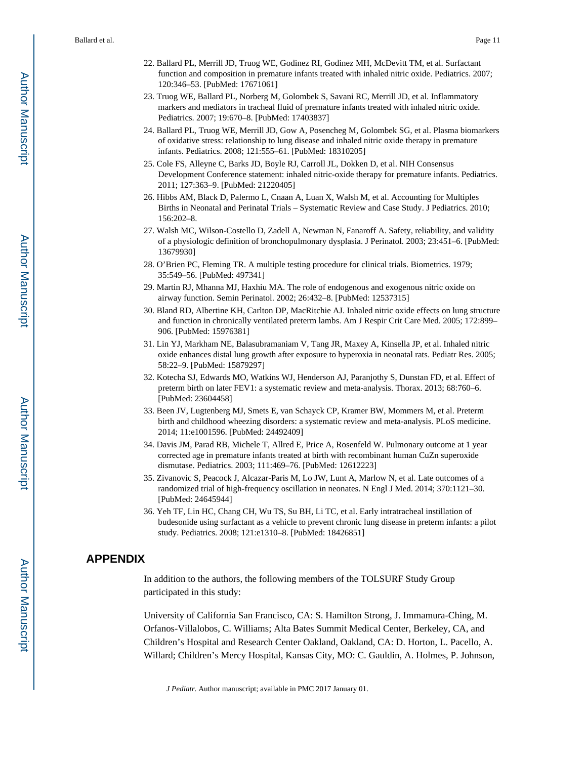22. Ballard PL, Merrill JD, Truog WE, Godinez RI, Godinez MH, McDevitt TM, et al. Surfactant function and composition in premature infants treated with inhaled nitric oxide. Pediatrics. 2007; 120:346–53. [PubMed: 17671061]
23. Truog WE, Ballard PL, Norberg M, Golombek S, Savani RC, Merrill JD, et al. Inflammatory markers and mediators in tracheal fluid of premature infants treated with inhaled nitric oxide. Pediatrics. 2007; 19:670–8. [PubMed: 17403837]
24. Ballard PL, Truog WE, Merrill JD, Gow A, Posencheg M, Golombek SG, et al. Plasma biomarkers of oxidative stress: relationship to lung disease and inhaled nitric oxide therapy in premature infants. Pediatrics. 2008; 121:555–61. [PubMed: 18310205]
25. Cole FS, Alleyne C, Barks JD, Boyle RJ, Carroll JL, Dokken D, et al. NIH Consensus Development Conference statement: inhaled nitric-oxide therapy for premature infants. Pediatrics. 2011; 127:363–9. [PubMed: 21220405]
26. Hibbs AM, Black D, Palermo L, Cnaan A, Luan X, Walsh M, et al. Accounting for Multiples Births in Neonatal and Perinatal Trials – Systematic Review and Case Study. J Pediatrics. 2010; 156:202–8.
27. Walsh MC, Wilson-Costello D, Zadell A, Newman N, Fanaroff A. Safety, reliability, and validity of a physiologic definition of bronchopulmonary dysplasia. J Perinatol. 2003; 23:451–6. [PubMed: 13679930]
28. O'Brien PC, Fleming TR. A multiple testing procedure for clinical trials. Biometrics. 1979; 35:549–56. [PubMed: 497341]
29. Martin RJ, Mhanna MJ, Haxhiu MA. The role of endogenous and exogenous nitric oxide on airway function. Semin Perinatol. 2002; 26:432–8. [PubMed: 12537315]
30. Bland RD, Albertine KH, Carlton DP, MacRitchie AJ. Inhaled nitric oxide effects on lung structure and function in chronically ventilated preterm lambs. Am J Respir Crit Care Med. 2005; 172:899–906. [PubMed: 15976381]
31. Lin YJ, Markham NE, Balasubramaniam V, Tang JR, Maxey A, Kinsella JP, et al. Inhaled nitric oxide enhances distal lung growth after exposure to hyperoxia in neonatal rats. Pediatr Res. 2005; 58:22–9. [PubMed: 15879297]
32. Kotecha SJ, Edwards MO, Watkins WJ, Henderson AJ, Paranjothy S, Dunstan FD, et al. Effect of preterm birth on later FEV1: a systematic review and meta-analysis. Thorax. 2013; 68:760–6. [PubMed: 23604458]
33. Been JV, Lugtenberg MJ, Smets E, van Schayck CP, Kramer BW, Mommers M, et al. Preterm birth and childhood wheezing disorders: a systematic review and meta-analysis. PLoS medicine. 2014; 11:e1001596. [PubMed: 24492409]
34. Davis JM, Parad RB, Michele T, Allred E, Price A, Rosenfeld W. Pulmonary outcome at 1 year corrected age in premature infants treated at birth with recombinant human CuZn superoxide dismutase. Pediatrics. 2003; 111:469–76. [PubMed: 12612223]
35. Zivanovic S, Peacock J, Alcazar-Paris M, Lo JW, Lunt A, Marlow N, et al. Late outcomes of a randomized trial of high-frequency oscillation in neonates. N Engl J Med. 2014; 370:1121–30. [PubMed: 24645944]
36. Yeh TF, Lin HC, Chang CH, Wu TS, Su BH, Li TC, et al. Early intratracheal instillation of budesonide using surfactant as a vehicle to prevent chronic lung disease in preterm infants: a pilot study. Pediatrics. 2008; 121:e1310–8. [PubMed: 18426851]

# APPENDIX

In addition to the authors, the following members of the TOLSURF Study Group participated in this study:

University of California San Francisco, CA: S. Hamilton Strong, J. Immamura-Ching, M. Orfanos-Villalobos, C. Williams; Alta Bates Summit Medical Center, Berkeley, CA, and Children's Hospital and Research Center Oakland, Oakland, CA: D. Horton, L. Pacello, A. Willard; Children's Mercy Hospital, Kansas City, MO: C. Gauldin, A. Holmes, P. Johnson,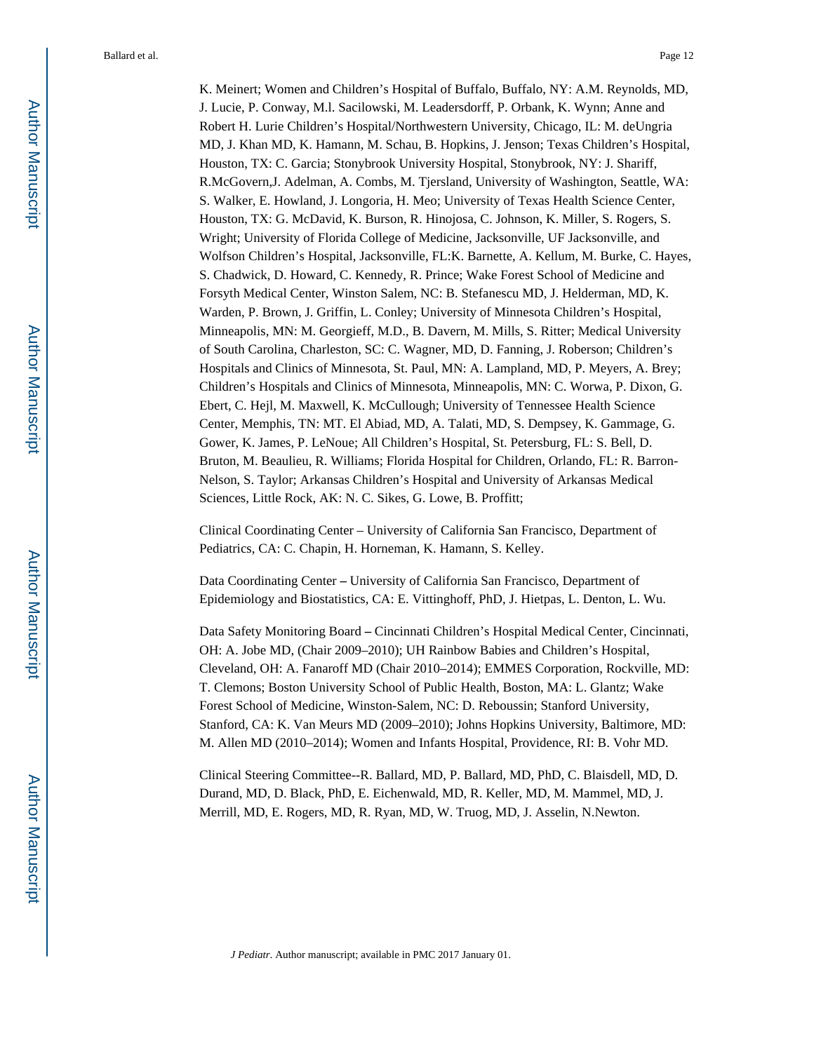K. Meinert; Women and Children's Hospital of Buffalo, Buffalo, NY: A.M. Reynolds, MD, J. Lucie, P. Conway, M.l. Sacilowski, M. Leadersdorff, P. Orbank, K. Wynn; Anne and Robert H. Lurie Children's Hospital/Northwestern University, Chicago, IL: M. deUngria MD, J. Khan MD, K. Hamann, M. Schau, B. Hopkins, J. Jenson; Texas Children's Hospital, Houston, TX: C. Garcia; Stonybrook University Hospital, Stonybrook, NY: J. Shariff, R.McGovern,J. Adelman, A. Combs, M. Tjersland, University of Washington, Seattle, WA: S. Walker, E. Howland, J. Longoria, H. Meo; University of Texas Health Science Center, Houston, TX: G. McDavid, K. Burson, R. Hinojosa, C. Johnson, K. Miller, S. Rogers, S. Wright; University of Florida College of Medicine, Jacksonville, UF Jacksonville, and Wolfson Children's Hospital, Jacksonville, FL:K. Barnette, A. Kellum, M. Burke, C. Hayes, S. Chadwick, D. Howard, C. Kennedy, R. Prince; Wake Forest School of Medicine and Forsyth Medical Center, Winston Salem, NC: B. Stefanescu MD, J. Helderman, MD, K. Warden, P. Brown, J. Griffin, L. Conley; University of Minnesota Children's Hospital, Minneapolis, MN: M. Georgieff, M.D., B. Davern, M. Mills, S. Ritter; Medical University of South Carolina, Charleston, SC: C. Wagner, MD, D. Fanning, J. Roberson; Children's Hospitals and Clinics of Minnesota, St. Paul, MN: A. Lampland, MD, P. Meyers, A. Brey; Children's Hospitals and Clinics of Minnesota, Minneapolis, MN: C. Worwa, P. Dixon, G. Ebert, C. Hejl, M. Maxwell, K. McCullough; University of Tennessee Health Science Center, Memphis, TN: MT. El Abiad, MD, A. Talati, MD, S. Dempsey, K. Gammage, G. Gower, K. James, P. LeNoue; All Children's Hospital, St. Petersburg, FL: S. Bell, D. Bruton, M. Beaulieu, R. Williams; Florida Hospital for Children, Orlando, FL: R. Barron-Nelson, S. Taylor; Arkansas Children's Hospital and University of Arkansas Medical Sciences, Little Rock, AK: N. C. Sikes, G. Lowe, B. Proffitt;

Clinical Coordinating Center – University of California San Francisco, Department of Pediatrics, CA: C. Chapin, H. Horneman, K. Hamann, S. Kelley.

Data Coordinating Center **–** University of California San Francisco, Department of Epidemiology and Biostatistics, CA: E. Vittinghoff, PhD, J. Hietpas, L. Denton, L. Wu.

Data Safety Monitoring Board **–** Cincinnati Children's Hospital Medical Center, Cincinnati, OH: A. Jobe MD, (Chair 2009–2010); UH Rainbow Babies and Children's Hospital, Cleveland, OH: A. Fanaroff MD (Chair 2010–2014); EMMES Corporation, Rockville, MD: T. Clemons; Boston University School of Public Health, Boston, MA: L. Glantz; Wake Forest School of Medicine, Winston-Salem, NC: D. Reboussin; Stanford University, Stanford, CA: K. Van Meurs MD (2009–2010); Johns Hopkins University, Baltimore, MD: M. Allen MD (2010–2014); Women and Infants Hospital, Providence, RI: B. Vohr MD.

Clinical Steering Committee--R. Ballard, MD, P. Ballard, MD, PhD, C. Blaisdell, MD, D. Durand, MD, D. Black, PhD, E. Eichenwald, MD, R. Keller, MD, M. Mammel, MD, J. Merrill, MD, E. Rogers, MD, R. Ryan, MD, W. Truog, MD, J. Asselin, N.Newton.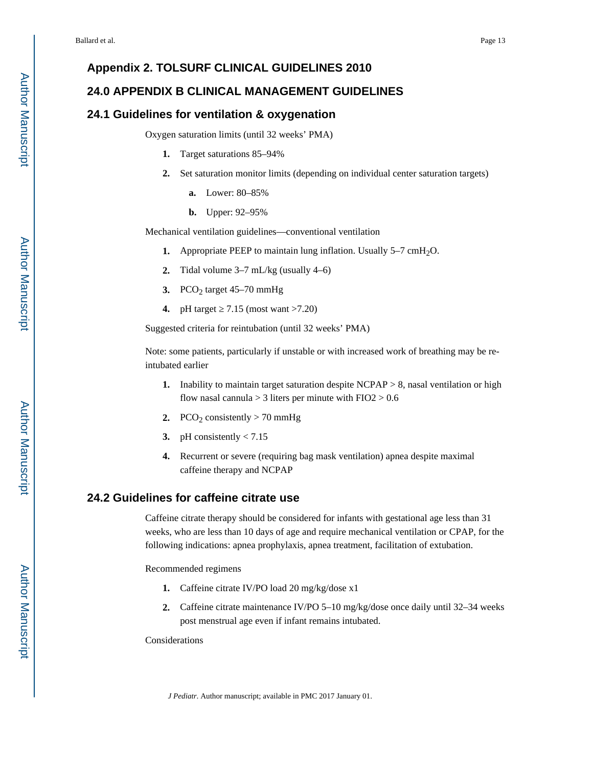## Appendix 2. TOLSURF CLINICAL GUIDELINES 2010

## 24.0 APPENDIX B CLINICAL MANAGEMENT GUIDELINES

### 24.1 Guidelines for ventilation & oxygenation

Oxygen saturation limits (until 32 weeks' PMA)

1. Target saturations 85–94%
2. Set saturation monitor limits (depending on individual center saturation targets)
   a. Lower: 80–85%
   b. Upper: 92–95%

Mechanical ventilation guidelines—conventional ventilation

1. Appropriate PEEP to maintain lung inflation. Usually 5–7 $cmH_2O$.
2. Tidal volume 3–7 mL/kg (usually 4–6)
3. $PCO_2$ target 45–70 mmHg
4. pH target ≥ 7.15 (most want >7.20)

Suggested criteria for reintubation (until 32 weeks' PMA)

Note: some patients, particularly if unstable or with increased work of breathing may be re-intubated earlier

1. Inability to maintain target saturation despite NCPAP > 8, nasal ventilation or high flow nasal cannula > 3 liters per minute with FIO2 > 0.6
2. $PCO_2$ consistently > 70 mmHg
3. pH consistently < 7.15
4. Recurrent or severe (requiring bag mask ventilation) apnea despite maximal caffeine therapy and NCPAP

### 24.2 Guidelines for caffeine citrate use

Caffeine citrate therapy should be considered for infants with gestational age less than 31 weeks, who are less than 10 days of age and require mechanical ventilation or CPAP, for the following indications: apnea prophylaxis, apnea treatment, facilitation of extubation.

Recommended regimens

1. Caffeine citrate IV/PO load 20 mg/kg/dose x1
2. Caffeine citrate maintenance IV/PO 5–10 mg/kg/dose once daily until 32–34 weeks post menstrual age even if infant remains intubated.

Considerations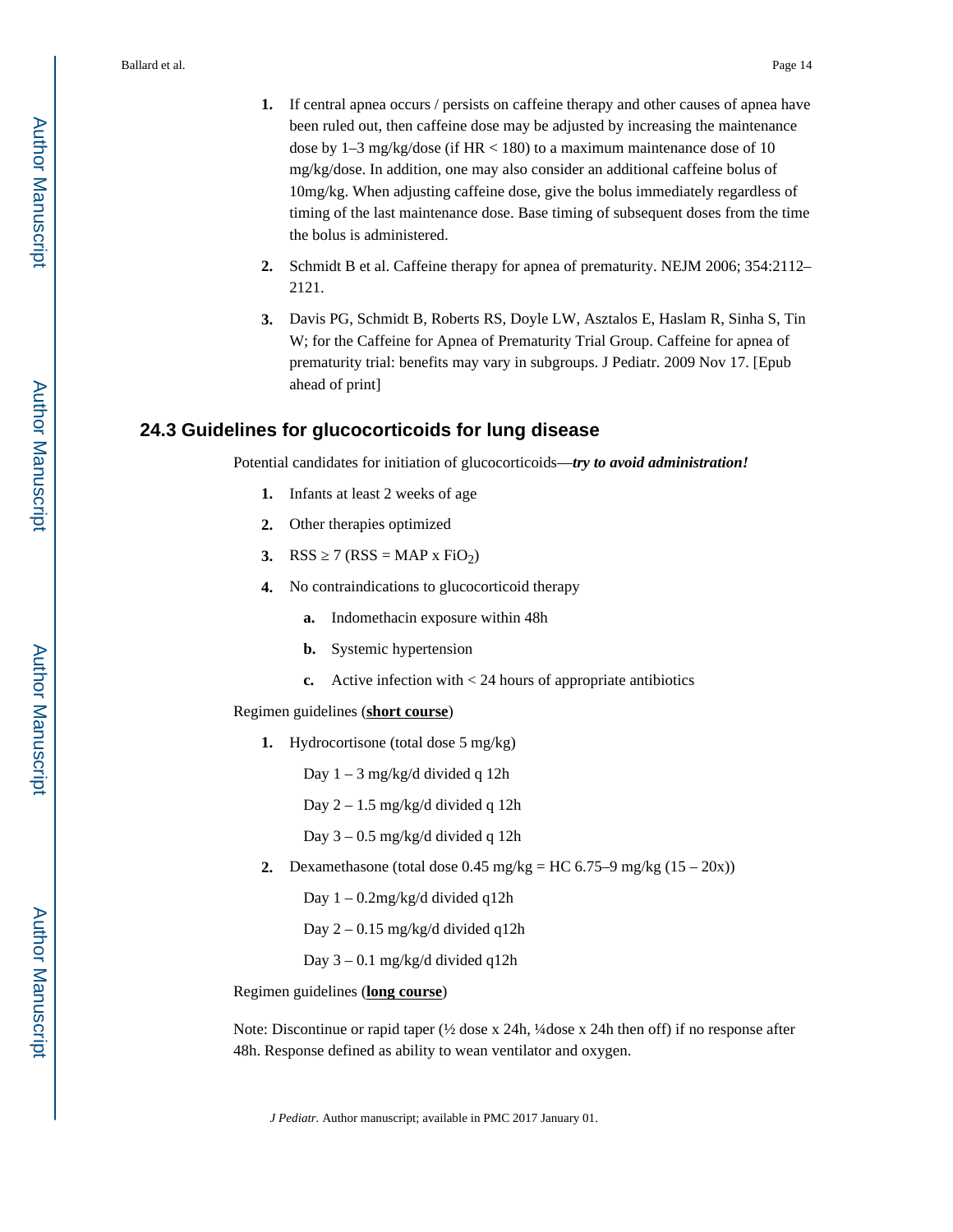1. If central apnea occurs / persists on caffeine therapy and other causes of apnea have been ruled out, then caffeine dose may be adjusted by increasing the maintenance dose by 1–3 mg/kg/dose (if HR < 180) to a maximum maintenance dose of 10 mg/kg/dose. In addition, one may also consider an additional caffeine bolus of 10mg/kg. When adjusting caffeine dose, give the bolus immediately regardless of timing of the last maintenance dose. Base timing of subsequent doses from the time the bolus is administered.

2. Schmidt B et al. Caffeine therapy for apnea of prematurity. NEJM 2006; 354:2112–2121.

3. Davis PG, Schmidt B, Roberts RS, Doyle LW, Asztalos E, Haslam R, Sinha S, Tin W; for the Caffeine for Apnea of Prematurity Trial Group. Caffeine for apnea of prematurity trial: benefits may vary in subgroups. J Pediatr. 2009 Nov 17. [Epub ahead of print]

## 24.3 Guidelines for glucocorticoids for lung disease

Potential candidates for initiation of glucocorticoids—***try to avoid administration!***

1. Infants at least 2 weeks of age
2. Other therapies optimized
3. RSS ≥ 7 (RSS = MAP x $FiO_2$)
4. No contraindications to glucocorticoid therapy
   - **a.** Indomethacin exposure within 48h
   - **b.** Systemic hypertension
   - **c.** Active infection with < 24 hours of appropriate antibiotics

Regimen guidelines (**<u>short course</u>**)

1. Hydrocortisone (total dose 5 mg/kg)

   Day 1 – 3 mg/kg/d divided q 12h

   Day 2 – 1.5 mg/kg/d divided q 12h

   Day 3 – 0.5 mg/kg/d divided q 12h

2. Dexamethasone (total dose 0.45 mg/kg = HC 6.75–9 mg/kg (15 – 20x))

   Day 1 – 0.2mg/kg/d divided q12h

   Day 2 – 0.15 mg/kg/d divided q12h

   Day 3 – 0.1 mg/kg/d divided q12h

Regimen guidelines (**<u>long course</u>**)

Note: Discontinue or rapid taper (½ dose x 24h, ¼dose x 24h then off) if no response after 48h. Response defined as ability to wean ventilator and oxygen.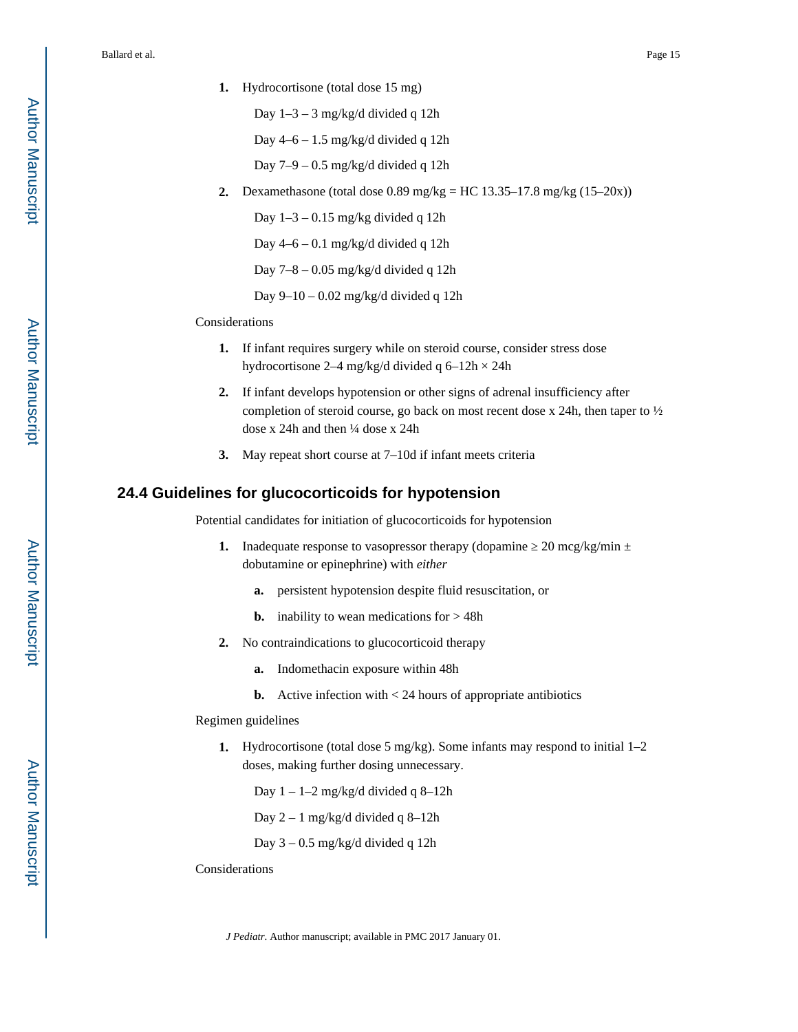1. Hydrocortisone (total dose 15 mg)

   Day 1–3 – 3 mg/kg/d divided q 12h

   Day 4–6 – 1.5 mg/kg/d divided q 12h

   Day 7–9 – 0.5 mg/kg/d divided q 12h

2. Dexamethasone (total dose 0.89 mg/kg = HC 13.35–17.8 mg/kg (15–20x))

   Day 1–3 – 0.15 mg/kg divided q 12h

   Day 4–6 – 0.1 mg/kg/d divided q 12h

   Day 7–8 – 0.05 mg/kg/d divided q 12h

   Day 9–10 – 0.02 mg/kg/d divided q 12h

Considerations

1. If infant requires surgery while on steroid course, consider stress dose hydrocortisone 2–4 mg/kg/d divided q 6–12h × 24h
2. If infant develops hypotension or other signs of adrenal insufficiency after completion of steroid course, go back on most recent dose x 24h, then taper to ½ dose x 24h and then ¼ dose x 24h
3. May repeat short course at 7–10d if infant meets criteria

## 24.4 Guidelines for glucocorticoids for hypotension

Potential candidates for initiation of glucocorticoids for hypotension

1. Inadequate response to vasopressor therapy (dopamine ≥ 20 mcg/kg/min ± dobutamine or epinephrine) with *either*
   a. persistent hypotension despite fluid resuscitation, or
   b. inability to wean medications for > 48h
2. No contraindications to glucocorticoid therapy
   a. Indomethacin exposure within 48h
   b. Active infection with < 24 hours of appropriate antibiotics

Regimen guidelines

1. Hydrocortisone (total dose 5 mg/kg). Some infants may respond to initial 1–2 doses, making further dosing unnecessary.

   Day 1 – 1–2 mg/kg/d divided q 8–12h

   Day 2 – 1 mg/kg/d divided q 8–12h

   Day 3 – 0.5 mg/kg/d divided q 12h

Considerations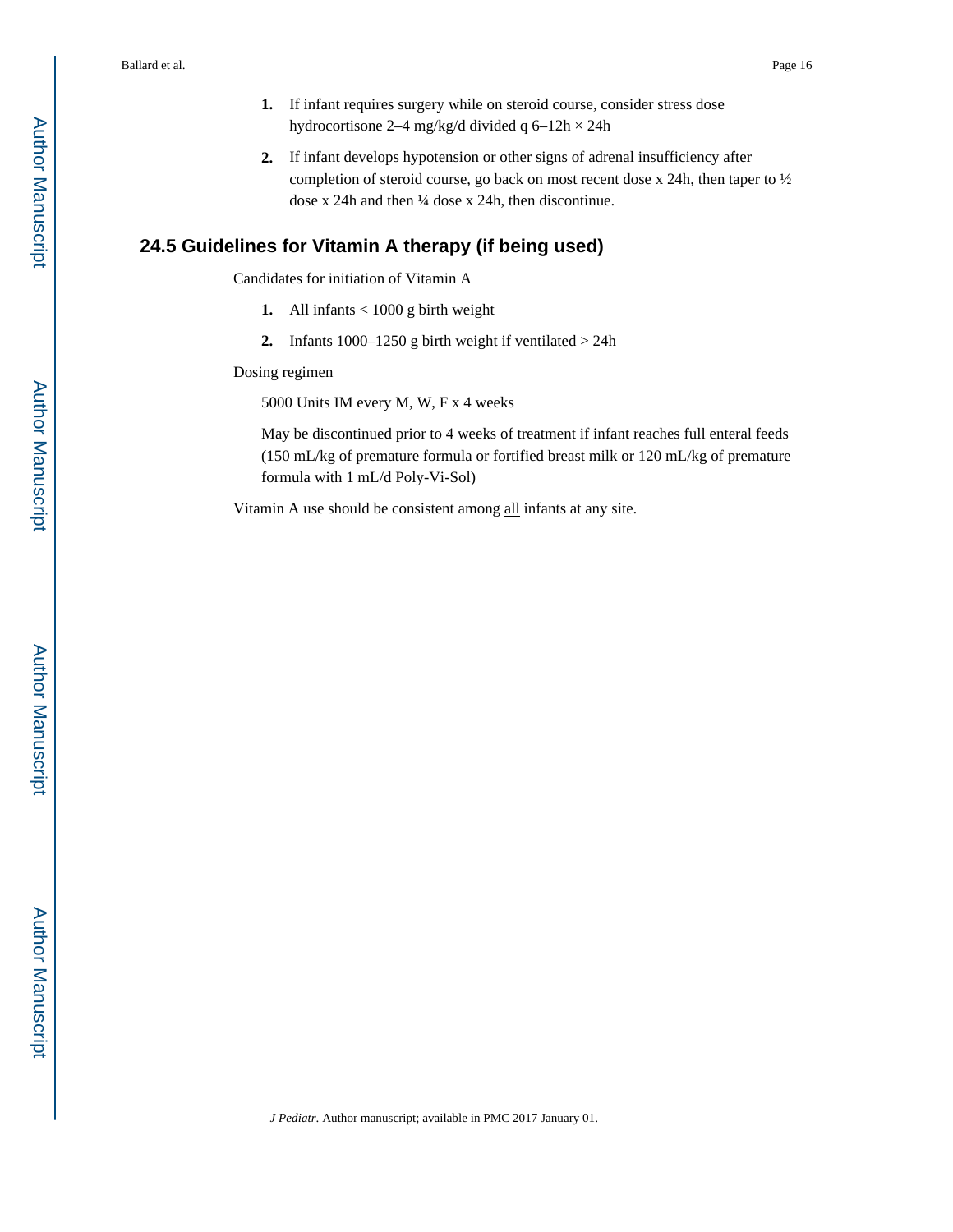1. If infant requires surgery while on steroid course, consider stress dose hydrocortisone 2–4 mg/kg/d divided q 6–12h × 24h
2. If infant develops hypotension or other signs of adrenal insufficiency after completion of steroid course, go back on most recent dose x 24h, then taper to ½ dose x 24h and then ¼ dose x 24h, then discontinue.

## 24.5 Guidelines for Vitamin A therapy (if being used)

Candidates for initiation of Vitamin A

1. All infants < 1000 g birth weight
2. Infants 1000–1250 g birth weight if ventilated > 24h

Dosing regimen

5000 Units IM every M, W, F x 4 weeks

May be discontinued prior to 4 weeks of treatment if infant reaches full enteral feeds (150 mL/kg of premature formula or fortified breast milk or 120 mL/kg of premature formula with 1 mL/d Poly-Vi-Sol)

Vitamin A use should be consistent among <u>all</u> infants at any site.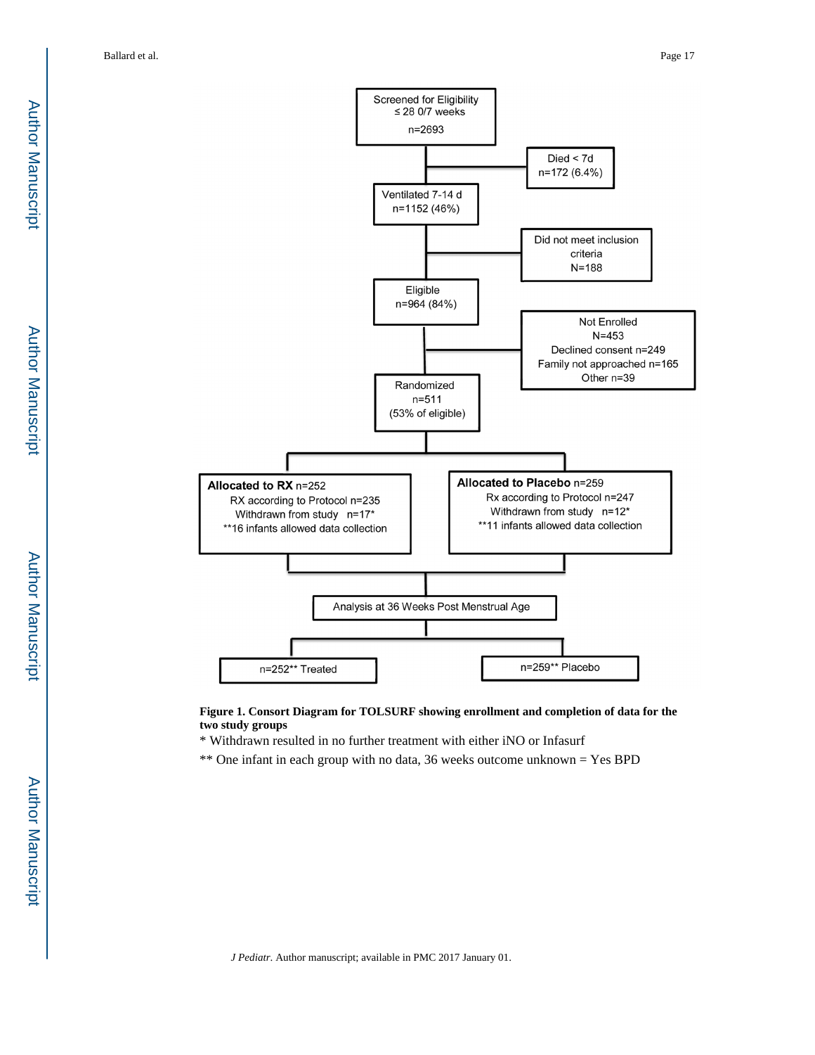Screened for Eligibility
≤ 28 0/7 weeks
n=2693

Died < 7d
n=172 (6.4%)

Ventilated 7-14 d
n=1152 (46%)

Did not meet inclusion criteria
N=188

Eligible
n=964 (84%)

Not Enrolled
N=453
Declined consent n=249
Family not approached n=165
Other n=39

Randomized
n=511
(53% of eligible)

**Allocated to RX** n=252
RX according to Protocol n=235
Withdrawn from study n=17*
**16 infants allowed data collection

**Allocated to Placebo** n=259
Rx according to Protocol n=247
Withdrawn from study n=12*
**11 infants allowed data collection

Analysis at 36 Weeks Post Menstrual Age

n=252** Treated

n=259** Placebo

**Figure 1. Consort Diagram for TOLSURF showing enrollment and completion of data for the two study groups**

* Withdrawn resulted in no further treatment with either iNO or Infasurf

** One infant in each group with no data, 36 weeks outcome unknown = Yes BPD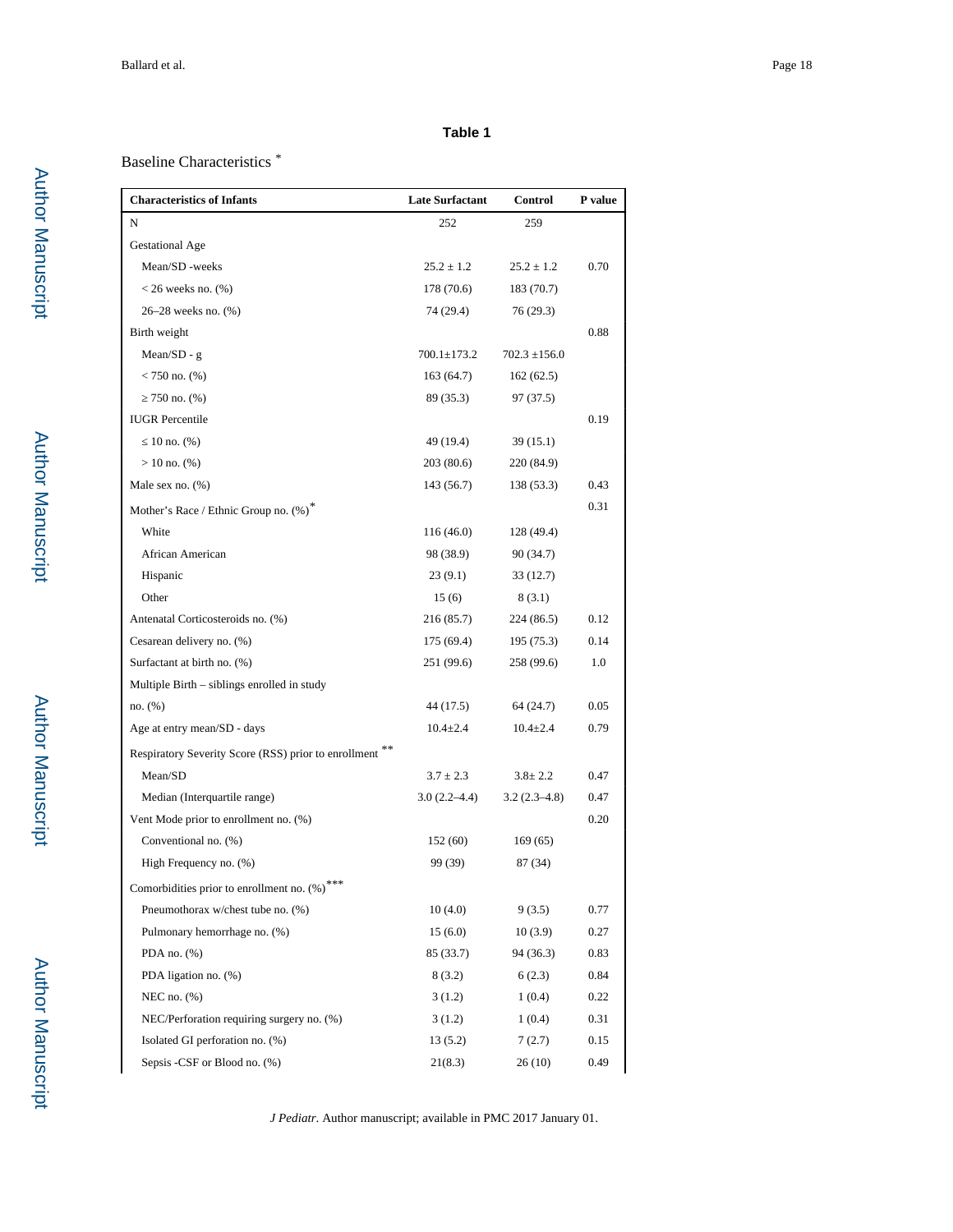**Table 1**

Baseline Characteristics *

| Characteristics of Infants | Late Surfactant | Control | P value |
|---|---|---|---|
| N | 252 | 259 | |
| Gestational Age | | | |
| Mean/SD -weeks | 25.2 ± 1.2 | 25.2 ± 1.2 | 0.70 |
| < 26 weeks no. (%) | 178 (70.6) | 183 (70.7) | |
| 26–28 weeks no. (%) | 74 (29.4) | 76 (29.3) | |
| Birth weight | | | 0.88 |
| Mean/SD - g | 700.1±173.2 | 702.3 ±156.0 | |
| < 750 no. (%) | 163 (64.7) | 162 (62.5) | |
| ≥ 750 no. (%) | 89 (35.3) | 97 (37.5) | |
| IUGR Percentile | | | 0.19 |
| ≤ 10 no. (%) | 49 (19.4) | 39 (15.1) | |
| > 10 no. (%) | 203 (80.6) | 220 (84.9) | |
| Male sex no. (%) | 143 (56.7) | 138 (53.3) | 0.43 |
| Mother's Race / Ethnic Group no. (%)* | | | 0.31 |
| White | 116 (46.0) | 128 (49.4) | |
| African American | 98 (38.9) | 90 (34.7) | |
| Hispanic | 23 (9.1) | 33 (12.7) | |
| Other | 15 (6) | 8 (3.1) | |
| Antenatal Corticosteroids no. (%) | 216 (85.7) | 224 (86.5) | 0.12 |
| Cesarean delivery no. (%) | 175 (69.4) | 195 (75.3) | 0.14 |
| Surfactant at birth no. (%) | 251 (99.6) | 258 (99.6) | 1.0 |
| Multiple Birth – siblings enrolled in study no. (%) | 44 (17.5) | 64 (24.7) | 0.05 |
| Age at entry mean/SD - days | 10.4±2.4 | 10.4±2.4 | 0.79 |
| Respiratory Severity Score (RSS) prior to enrollment ** | | | |
| Mean/SD | 3.7 ± 2.3 | 3.8± 2.2 | 0.47 |
| Median (Interquartile range) | 3.0 (2.2–4.4) | 3.2 (2.3–4.8) | 0.47 |
| Vent Mode prior to enrollment no. (%) | | | 0.20 |
| Conventional no. (%) | 152 (60) | 169 (65) | |
| High Frequency no. (%) | 99 (39) | 87 (34) | |
| Comorbidities prior to enrollment no. (%)*** | | | |
| Pneumothorax w/chest tube no. (%) | 10 (4.0) | 9 (3.5) | 0.77 |
| Pulmonary hemorrhage no. (%) | 15 (6.0) | 10 (3.9) | 0.27 |
| PDA no. (%) | 85 (33.7) | 94 (36.3) | 0.83 |
| PDA ligation no. (%) | 8 (3.2) | 6 (2.3) | 0.84 |
| NEC no. (%) | 3 (1.2) | 1 (0.4) | 0.22 |
| NEC/Perforation requiring surgery no. (%) | 3 (1.2) | 1 (0.4) | 0.31 |
| Isolated GI perforation no. (%) | 13 (5.2) | 7 (2.7) | 0.15 |
| Sepsis -CSF or Blood no. (%) | 21(8.3) | 26 (10) | 0.49 |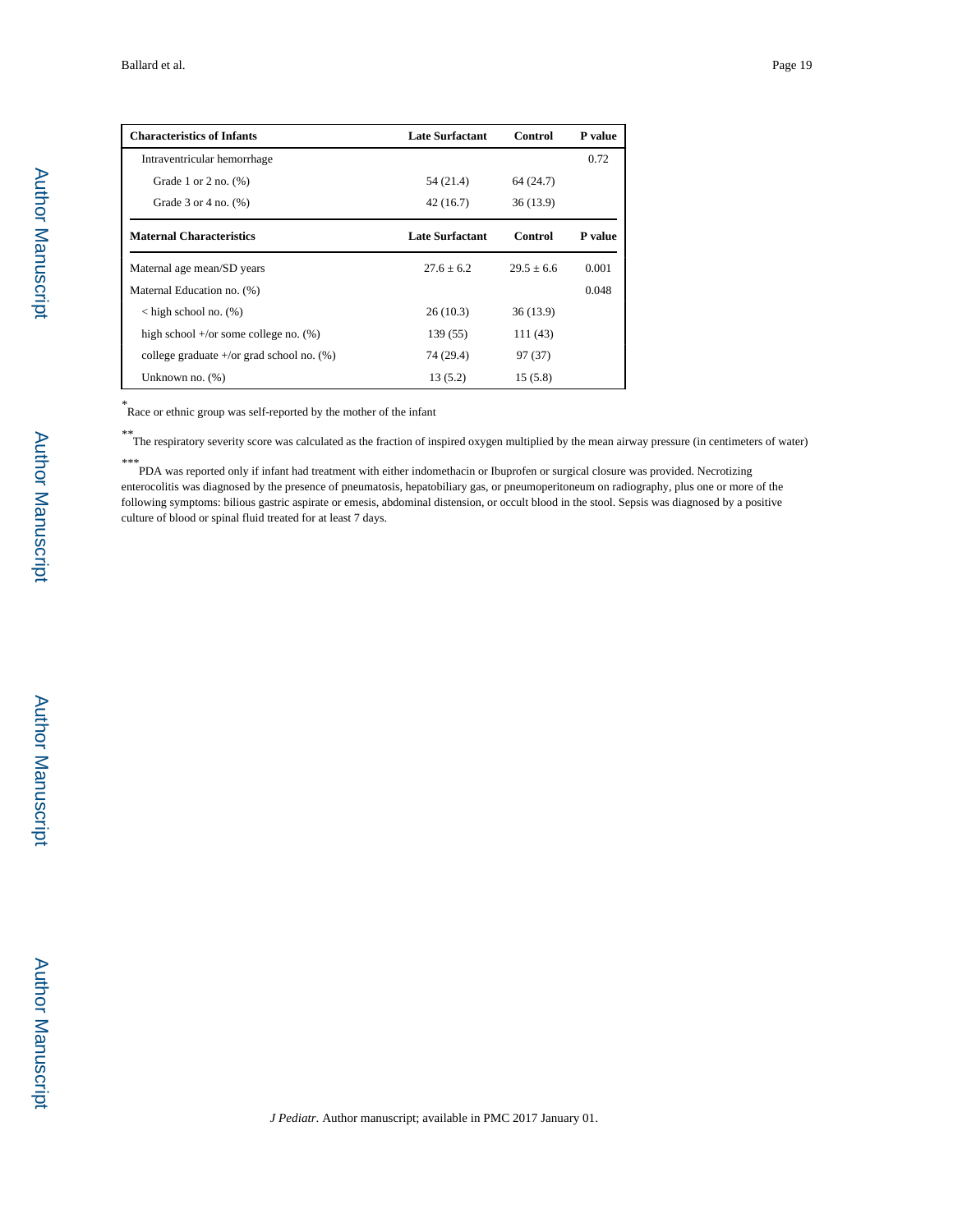| Characteristics of Infants | Late Surfactant | Control | P value |
|---|---|---|---|
| Intraventricular hemorrhage | | | 0.72 |
| Grade 1 or 2 no. (%) | 54 (21.4) | 64 (24.7) | |
| Grade 3 or 4 no. (%) | 42 (16.7) | 36 (13.9) | |
| **Maternal Characteristics** | **Late Surfactant** | **Control** | **P value** |
| Maternal age mean/SD years | 27.6 ± 6.2 | 29.5 ± 6.6 | 0.001 |
| Maternal Education no. (%) | | | 0.048 |
| < high school no. (%) | 26 (10.3) | 36 (13.9) | |
| high school +/or some college no. (%) | 139 (55) | 111 (43) | |
| college graduate +/or grad school no. (%) | 74 (29.4) | 97 (37) | |
| Unknown no. (%) | 13 (5.2) | 15 (5.8) | |

\* Race or ethnic group was self-reported by the mother of the infant

\*\* The respiratory severity score was calculated as the fraction of inspired oxygen multiplied by the mean airway pressure (in centimeters of water)

\*\*\* PDA was reported only if infant had treatment with either indomethacin or Ibuprofen or surgical closure was provided. Necrotizing enterocolitis was diagnosed by the presence of pneumatosis, hepatobiliary gas, or pneumoperitoneum on radiography, plus one or more of the following symptoms: bilious gastric aspirate or emesis, abdominal distension, or occult blood in the stool. Sepsis was diagnosed by a positive culture of blood or spinal fluid treated for at least 7 days.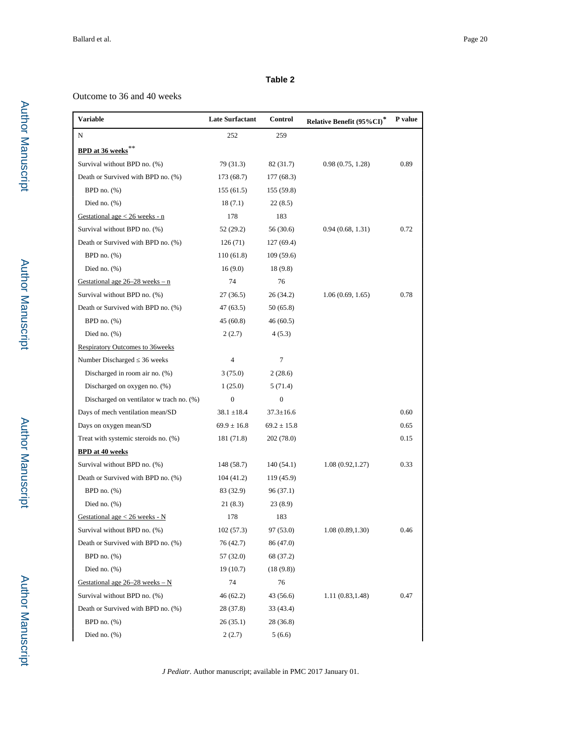**Table 2**

Outcome to 36 and 40 weeks

| Variable | Late Surfactant | Control | Relative Benefit (95%CI)* | P value |
|---|---|---|---|---|
| N | 252 | 259 | | |
| **BPD at 36 weeks**** | | | | |
| Survival without BPD no. (%) | 79 (31.3) | 82 (31.7) | 0.98 (0.75, 1.28) | 0.89 |
| Death or Survived with BPD no. (%) | 173 (68.7) | 177 (68.3) | | |
| BPD no. (%) | 155 (61.5) | 155 (59.8) | | |
| Died no. (%) | 18 (7.1) | 22 (8.5) | | |
| Gestational age < 26 weeks - n | 178 | 183 | | |
| Survival without BPD no. (%) | 52 (29.2) | 56 (30.6) | 0.94 (0.68, 1.31) | 0.72 |
| Death or Survived with BPD no. (%) | 126 (71) | 127 (69.4) | | |
| BPD no. (%) | 110 (61.8) | 109 (59.6) | | |
| Died no. (%) | 16 (9.0) | 18 (9.8) | | |
| Gestational age 26–28 weeks – n | 74 | 76 | | |
| Survival without BPD no. (%) | 27 (36.5) | 26 (34.2) | 1.06 (0.69, 1.65) | 0.78 |
| Death or Survived with BPD no. (%) | 47 (63.5) | 50 (65.8) | | |
| BPD no. (%) | 45 (60.8) | 46 (60.5) | | |
| Died no. (%) | 2 (2.7) | 4 (5.3) | | |
| Respiratory Outcomes to 36weeks | | | | |
| Number Discharged ≤ 36 weeks | 4 | 7 | | |
| Discharged in room air no. (%) | 3 (75.0) | 2 (28.6) | | |
| Discharged on oxygen no. (%) | 1 (25.0) | 5 (71.4) | | |
| Discharged on ventilator w trach no. (%) | 0 | 0 | | |
| Days of mech ventilation mean/SD | 38.1 ±18.4 | 37.3±16.6 | | 0.60 |
| Days on oxygen mean/SD | 69.9 ± 16.8 | 69.2 ± 15.8 | | 0.65 |
| Treat with systemic steroids no. (%) | 181 (71.8) | 202 (78.0) | | 0.15 |
| **BPD at 40 weeks** | | | | |
| Survival without BPD no. (%) | 148 (58.7) | 140 (54.1) | 1.08 (0.92,1.27) | 0.33 |
| Death or Survived with BPD no. (%) | 104 (41.2) | 119 (45.9) | | |
| BPD no. (%) | 83 (32.9) | 96 (37.1) | | |
| Died no. (%) | 21 (8.3) | 23 (8.9) | | |
| Gestational age < 26 weeks - N | 178 | 183 | | |
| Survival without BPD no. (%) | 102 (57.3) | 97 (53.0) | 1.08 (0.89,1.30) | 0.46 |
| Death or Survived with BPD no. (%) | 76 (42.7) | 86 (47.0) | | |
| BPD no. (%) | 57 (32.0) | 68 (37.2) | | |
| Died no. (%) | 19 (10.7) | (18 (9.8)) | | |
| Gestational age 26–28 weeks – N | 74 | 76 | | |
| Survival without BPD no. (%) | 46 (62.2) | 43 (56.6) | 1.11 (0.83,1.48) | 0.47 |
| Death or Survived with BPD no. (%) | 28 (37.8) | 33 (43.4) | | |
| BPD no. (%) | 26 (35.1) | 28 (36.8) | | |
| Died no. (%) | 2 (2.7) | 5 (6.6) | | |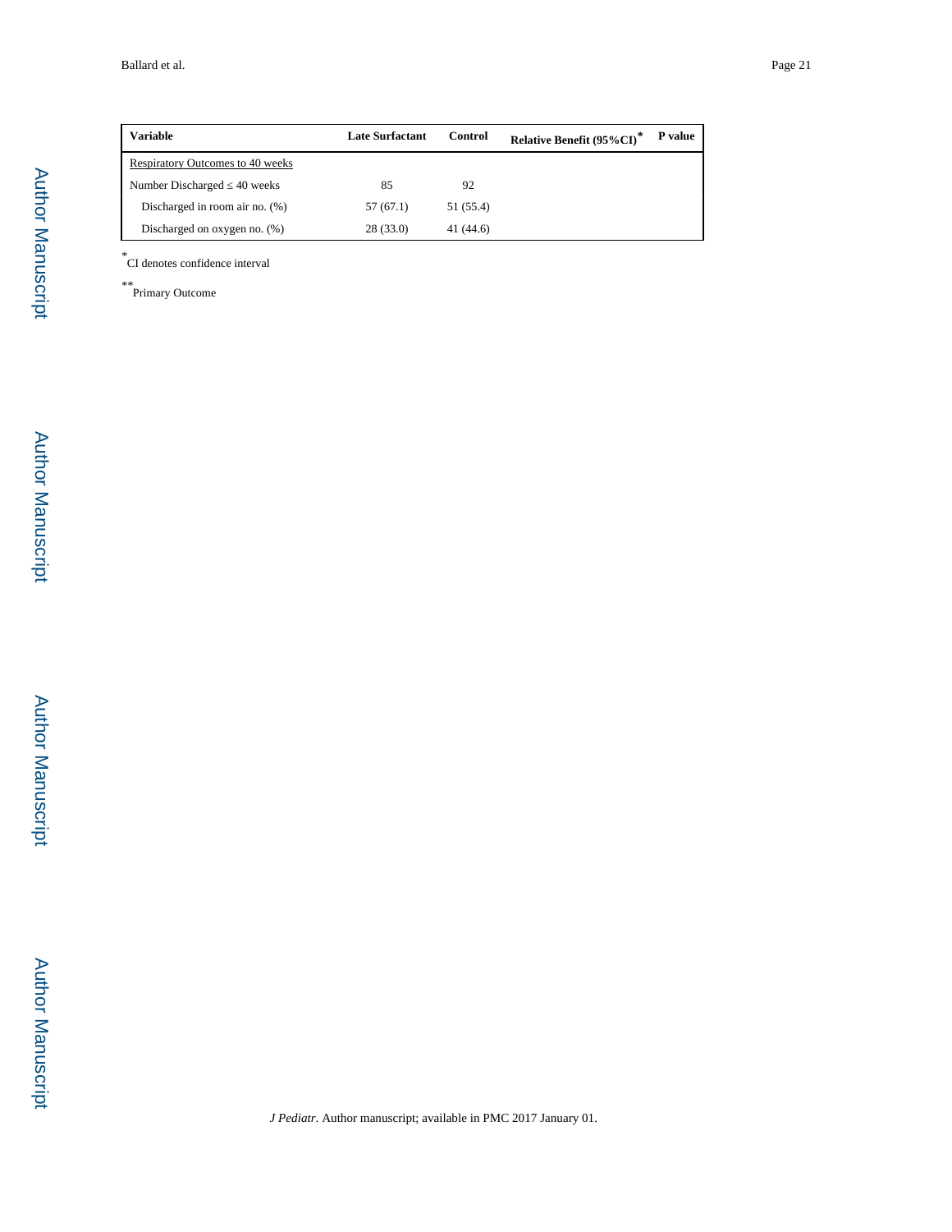| Variable | Late Surfactant | Control | Relative Benefit (95%CI)* | P value |
|---|---|---|---|---|
| Respiratory Outcomes to 40 weeks | | | | |
| Number Discharged ≤ 40 weeks | 85 | 92 | | |
| Discharged in room air no. (%) | 57 (67.1) | 51 (55.4) | | |
| Discharged on oxygen no. (%) | 28 (33.0) | 41 (44.6) | | |

*CI denotes confidence interval

**Primary Outcome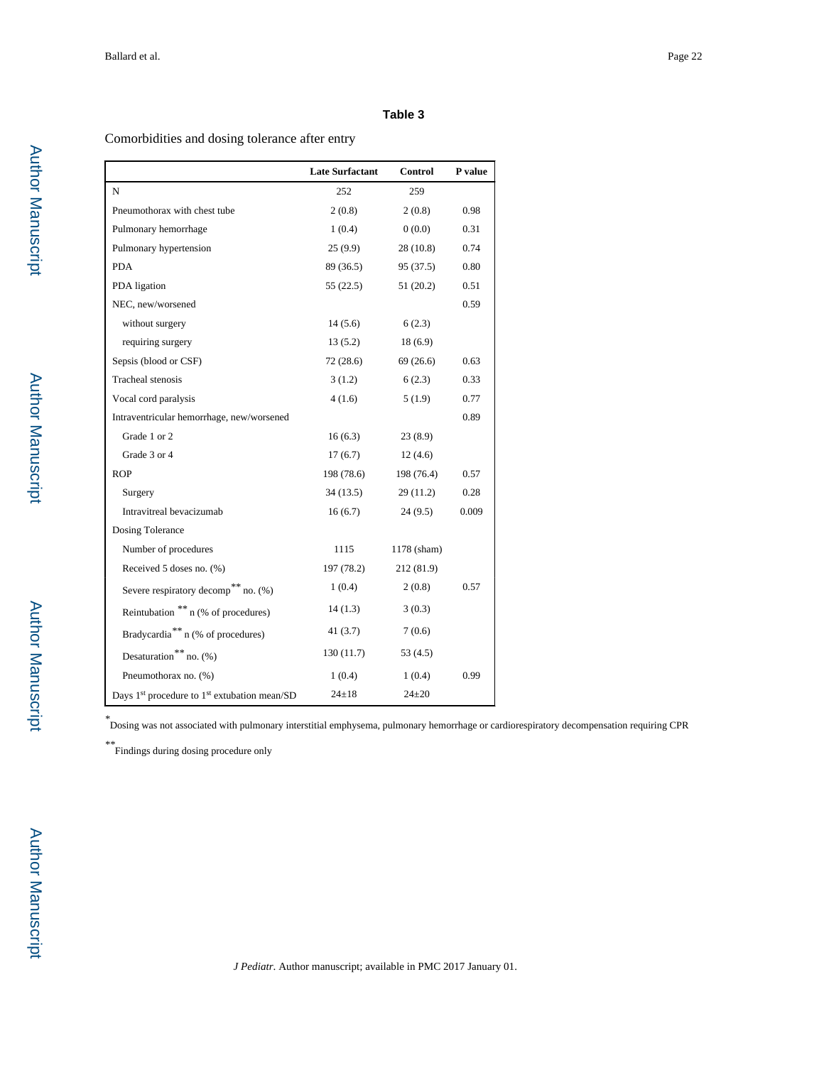# Table 3

Comorbidities and dosing tolerance after entry

| | Late Surfactant | Control | P value |
|---|---|---|---|
| N | 252 | 259 | |
| Pneumothorax with chest tube | 2 (0.8) | 2 (0.8) | 0.98 |
| Pulmonary hemorrhage | 1 (0.4) | 0 (0.0) | 0.31 |
| Pulmonary hypertension | 25 (9.9) | 28 (10.8) | 0.74 |
| PDA | 89 (36.5) | 95 (37.5) | 0.80 |
| PDA ligation | 55 (22.5) | 51 (20.2) | 0.51 |
| NEC, new/worsened | | | 0.59 |
| without surgery | 14 (5.6) | 6 (2.3) | |
| requiring surgery | 13 (5.2) | 18 (6.9) | |
| Sepsis (blood or CSF) | 72 (28.6) | 69 (26.6) | 0.63 |
| Tracheal stenosis | 3 (1.2) | 6 (2.3) | 0.33 |
| Vocal cord paralysis | 4 (1.6) | 5 (1.9) | 0.77 |
| Intraventricular hemorrhage, new/worsened | | | 0.89 |
| Grade 1 or 2 | 16 (6.3) | 23 (8.9) | |
| Grade 3 or 4 | 17 (6.7) | 12 (4.6) | |
| ROP | 198 (78.6) | 198 (76.4) | 0.57 |
| Surgery | 34 (13.5) | 29 (11.2) | 0.28 |
| Intravitreal bevacizumab | 16 (6.7) | 24 (9.5) | 0.009 |
| Dosing Tolerance | | | |
| Number of procedures | 1115 | 1178 (sham) | |
| Received 5 doses no. (%) | 197 (78.2) | 212 (81.9) | |
| Severe respiratory decomp** no. (%) | 1 (0.4) | 2 (0.8) | 0.57 |
| Reintubation ** n (% of procedures) | 14 (1.3) | 3 (0.3) | |
| Bradycardia** n (% of procedures) | 41 (3.7) | 7 (0.6) | |
| Desaturation** no. (%) | 130 (11.7) | 53 (4.5) | |
| Pneumothorax no. (%) | 1 (0.4) | 1 (0.4) | 0.99 |
| Days 1st procedure to 1st extubation mean/SD | 24±18 | 24±20 | |

*Dosing was not associated with pulmonary interstitial emphysema, pulmonary hemorrhage or cardiorespiratory decompensation requiring CPR

**Findings during dosing procedure only